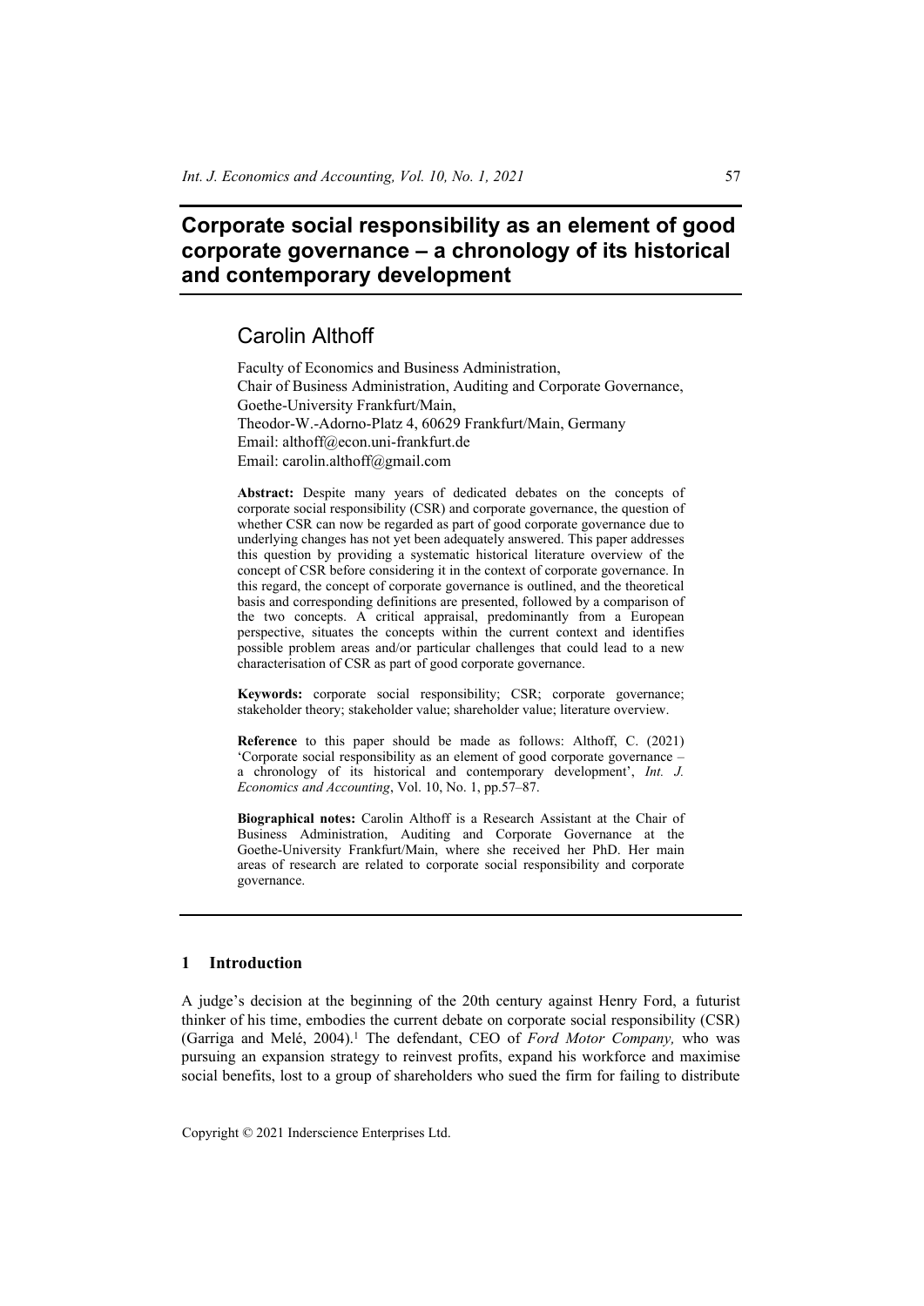# Corporate social responsibility as an element of good corporate governance – a chronology of its historical and contemporary development

## Carolin Althoff

Faculty of Economics and Business Administration,
Chair of Business Administration, Auditing and Corporate Governance,
Goethe-University Frankfurt/Main,
Theodor-W.-Adorno-Platz 4, 60629 Frankfurt/Main, Germany
Email: althoff@econ.uni-frankfurt.de
Email: carolin.althoff@gmail.com

**Abstract:** Despite many years of dedicated debates on the concepts of corporate social responsibility (CSR) and corporate governance, the question of whether CSR can now be regarded as part of good corporate governance due to underlying changes has not yet been adequately answered. This paper addresses this question by providing a systematic historical literature overview of the concept of CSR before considering it in the context of corporate governance. In this regard, the concept of corporate governance is outlined, and the theoretical basis and corresponding definitions are presented, followed by a comparison of the two concepts. A critical appraisal, predominantly from a European perspective, situates the concepts within the current context and identifies possible problem areas and/or particular challenges that could lead to a new characterisation of CSR as part of good corporate governance.

**Keywords:** corporate social responsibility; CSR; corporate governance; stakeholder theory; stakeholder value; shareholder value; literature overview.

**Reference** to this paper should be made as follows: Althoff, C. (2021) 'Corporate social responsibility as an element of good corporate governance – a chronology of its historical and contemporary development', *Int. J. Economics and Accounting*, Vol. 10, No. 1, pp.57–87.

**Biographical notes:** Carolin Althoff is a Research Assistant at the Chair of Business Administration, Auditing and Corporate Governance at the Goethe-University Frankfurt/Main, where she received her PhD. Her main areas of research are related to corporate social responsibility and corporate governance.

## 1 Introduction

A judge's decision at the beginning of the 20th century against Henry Ford, a futurist thinker of his time, embodies the current debate on corporate social responsibility (CSR) (Garriga and Melé, 2004).[1] The defendant, CEO of *Ford Motor Company,* who was pursuing an expansion strategy to reinvest profits, expand his workforce and maximise social benefits, lost to a group of shareholders who sued the firm for failing to distribute

Copyright © 2021 Inderscience Enterprises Ltd.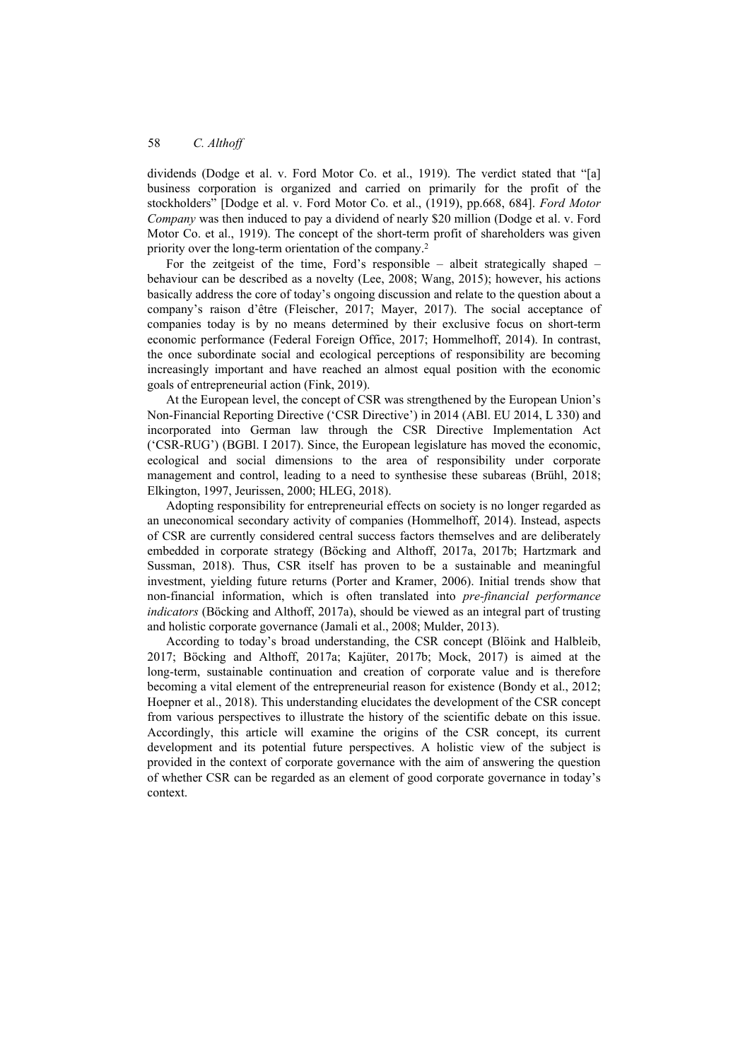dividends (Dodge et al. v. Ford Motor Co. et al., 1919). The verdict stated that "[a] business corporation is organized and carried on primarily for the profit of the stockholders" [Dodge et al. v. Ford Motor Co. et al., (1919), pp.668, 684]. *Ford Motor Company* was then induced to pay a dividend of nearly $20 million (Dodge et al. v. Ford Motor Co. et al., 1919). The concept of the short-term profit of shareholders was given priority over the long-term orientation of the company.[2]

For the zeitgeist of the time, Ford's responsible – albeit strategically shaped – behaviour can be described as a novelty (Lee, 2008; Wang, 2015); however, his actions basically address the core of today's ongoing discussion and relate to the question about a company's raison d'être (Fleischer, 2017; Mayer, 2017). The social acceptance of companies today is by no means determined by their exclusive focus on short-term economic performance (Federal Foreign Office, 2017; Hommelhoff, 2014). In contrast, the once subordinate social and ecological perceptions of responsibility are becoming increasingly important and have reached an almost equal position with the economic goals of entrepreneurial action (Fink, 2019).

At the European level, the concept of CSR was strengthened by the European Union's Non-Financial Reporting Directive ('CSR Directive') in 2014 (ABl. EU 2014, L 330) and incorporated into German law through the CSR Directive Implementation Act ('CSR-RUG') (BGBl. I 2017). Since, the European legislature has moved the economic, ecological and social dimensions to the area of responsibility under corporate management and control, leading to a need to synthesise these subareas (Brühl, 2018; Elkington, 1997, Jeurissen, 2000; HLEG, 2018).

Adopting responsibility for entrepreneurial effects on society is no longer regarded as an uneconomical secondary activity of companies (Hommelhoff, 2014). Instead, aspects of CSR are currently considered central success factors themselves and are deliberately embedded in corporate strategy (Böcking and Althoff, 2017a, 2017b; Hartzmark and Sussman, 2018). Thus, CSR itself has proven to be a sustainable and meaningful investment, yielding future returns (Porter and Kramer, 2006). Initial trends show that non-financial information, which is often translated into *pre-financial performance indicators* (Böcking and Althoff, 2017a), should be viewed as an integral part of trusting and holistic corporate governance (Jamali et al., 2008; Mulder, 2013).

According to today's broad understanding, the CSR concept (Blöink and Halbleib, 2017; Böcking and Althoff, 2017a; Kajüter, 2017b; Mock, 2017) is aimed at the long-term, sustainable continuation and creation of corporate value and is therefore becoming a vital element of the entrepreneurial reason for existence (Bondy et al., 2012; Hoepner et al., 2018). This understanding elucidates the development of the CSR concept from various perspectives to illustrate the history of the scientific debate on this issue. Accordingly, this article will examine the origins of the CSR concept, its current development and its potential future perspectives. A holistic view of the subject is provided in the context of corporate governance with the aim of answering the question of whether CSR can be regarded as an element of good corporate governance in today's context.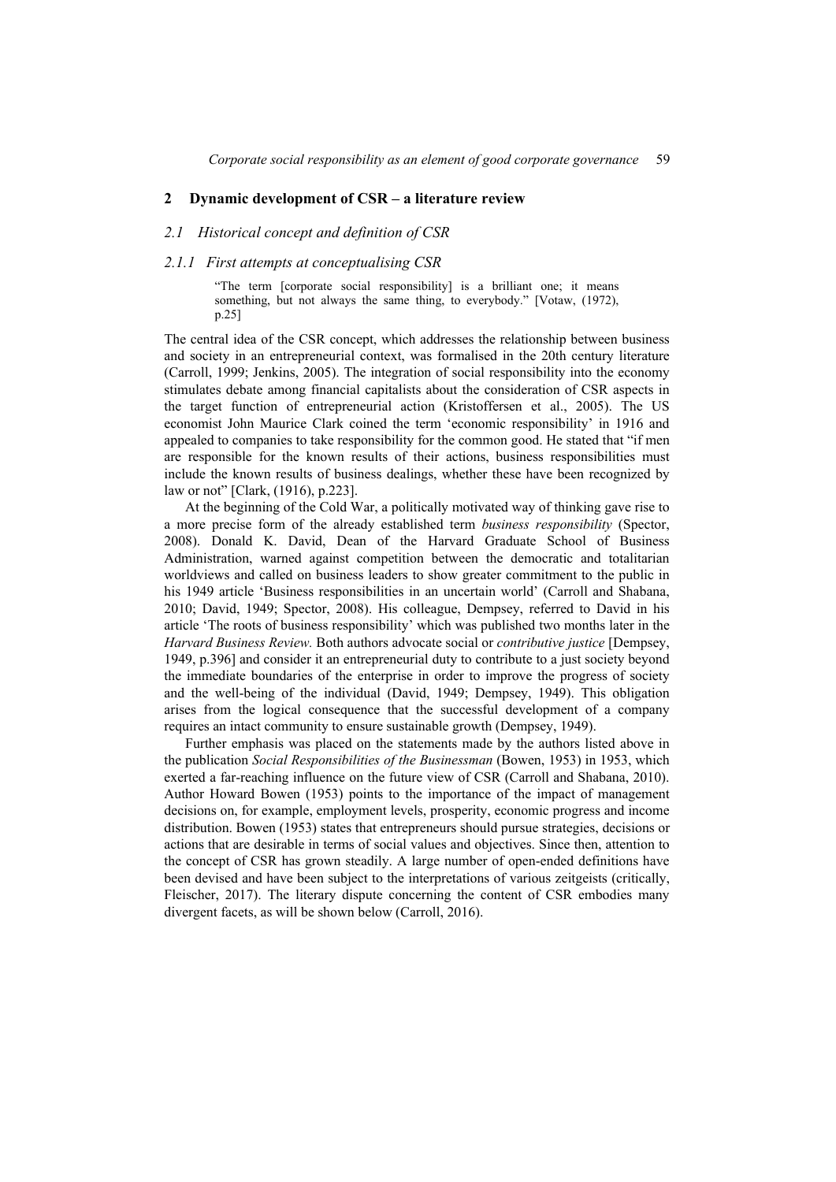## 2 Dynamic development of CSR – a literature review

### 2.1 Historical concept and definition of CSR

#### 2.1.1 First attempts at conceptualising CSR

> "The term [corporate social responsibility] is a brilliant one; it means something, but not always the same thing, to everybody." [Votaw, (1972), p.25]

The central idea of the CSR concept, which addresses the relationship between business and society in an entrepreneurial context, was formalised in the 20th century literature (Carroll, 1999; Jenkins, 2005). The integration of social responsibility into the economy stimulates debate among financial capitalists about the consideration of CSR aspects in the target function of entrepreneurial action (Kristoffersen et al., 2005). The US economist John Maurice Clark coined the term 'economic responsibility' in 1916 and appealed to companies to take responsibility for the common good. He stated that "if men are responsible for the known results of their actions, business responsibilities must include the known results of business dealings, whether these have been recognized by law or not" [Clark, (1916), p.223].

At the beginning of the Cold War, a politically motivated way of thinking gave rise to a more precise form of the already established term *business responsibility* (Spector, 2008). Donald K. David, Dean of the Harvard Graduate School of Business Administration, warned against competition between the democratic and totalitarian worldviews and called on business leaders to show greater commitment to the public in his 1949 article 'Business responsibilities in an uncertain world' (Carroll and Shabana, 2010; David, 1949; Spector, 2008). His colleague, Dempsey, referred to David in his article 'The roots of business responsibility' which was published two months later in the *Harvard Business Review.* Both authors advocate social or *contributive justice* [Dempsey, 1949, p.396] and consider it an entrepreneurial duty to contribute to a just society beyond the immediate boundaries of the enterprise in order to improve the progress of society and the well-being of the individual (David, 1949; Dempsey, 1949). This obligation arises from the logical consequence that the successful development of a company requires an intact community to ensure sustainable growth (Dempsey, 1949).

Further emphasis was placed on the statements made by the authors listed above in the publication *Social Responsibilities of the Businessman* (Bowen, 1953) in 1953, which exerted a far-reaching influence on the future view of CSR (Carroll and Shabana, 2010). Author Howard Bowen (1953) points to the importance of the impact of management decisions on, for example, employment levels, prosperity, economic progress and income distribution. Bowen (1953) states that entrepreneurs should pursue strategies, decisions or actions that are desirable in terms of social values and objectives. Since then, attention to the concept of CSR has grown steadily. A large number of open-ended definitions have been devised and have been subject to the interpretations of various zeitgeists (critically, Fleischer, 2017). The literary dispute concerning the content of CSR embodies many divergent facets, as will be shown below (Carroll, 2016).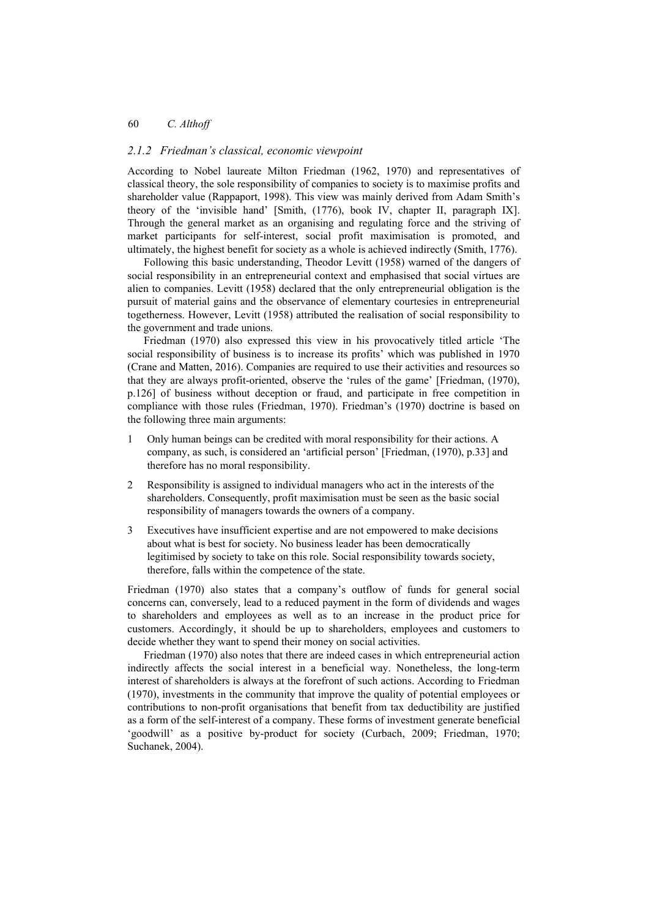### *2.1.2 Friedman's classical, economic viewpoint*

According to Nobel laureate Milton Friedman (1962, 1970) and representatives of classical theory, the sole responsibility of companies to society is to maximise profits and shareholder value (Rappaport, 1998). This view was mainly derived from Adam Smith's theory of the 'invisible hand' [Smith, (1776), book IV, chapter II, paragraph IX]. Through the general market as an organising and regulating force and the striving of market participants for self-interest, social profit maximisation is promoted, and ultimately, the highest benefit for society as a whole is achieved indirectly (Smith, 1776).

Following this basic understanding, Theodor Levitt (1958) warned of the dangers of social responsibility in an entrepreneurial context and emphasised that social virtues are alien to companies. Levitt (1958) declared that the only entrepreneurial obligation is the pursuit of material gains and the observance of elementary courtesies in entrepreneurial togetherness. However, Levitt (1958) attributed the realisation of social responsibility to the government and trade unions.

Friedman (1970) also expressed this view in his provocatively titled article 'The social responsibility of business is to increase its profits' which was published in 1970 (Crane and Matten, 2016). Companies are required to use their activities and resources so that they are always profit-oriented, observe the 'rules of the game' [Friedman, (1970), p.126] of business without deception or fraud, and participate in free competition in compliance with those rules (Friedman, 1970). Friedman's (1970) doctrine is based on the following three main arguments:

1. Only human beings can be credited with moral responsibility for their actions. A company, as such, is considered an 'artificial person' [Friedman, (1970), p.33] and therefore has no moral responsibility.
2. Responsibility is assigned to individual managers who act in the interests of the shareholders. Consequently, profit maximisation must be seen as the basic social responsibility of managers towards the owners of a company.
3. Executives have insufficient expertise and are not empowered to make decisions about what is best for society. No business leader has been democratically legitimised by society to take on this role. Social responsibility towards society, therefore, falls within the competence of the state.

Friedman (1970) also states that a company's outflow of funds for general social concerns can, conversely, lead to a reduced payment in the form of dividends and wages to shareholders and employees as well as to an increase in the product price for customers. Accordingly, it should be up to shareholders, employees and customers to decide whether they want to spend their money on social activities.

Friedman (1970) also notes that there are indeed cases in which entrepreneurial action indirectly affects the social interest in a beneficial way. Nonetheless, the long-term interest of shareholders is always at the forefront of such actions. According to Friedman (1970), investments in the community that improve the quality of potential employees or contributions to non-profit organisations that benefit from tax deductibility are justified as a form of the self-interest of a company. These forms of investment generate beneficial 'goodwill' as a positive by-product for society (Curbach, 2009; Friedman, 1970; Suchanek, 2004).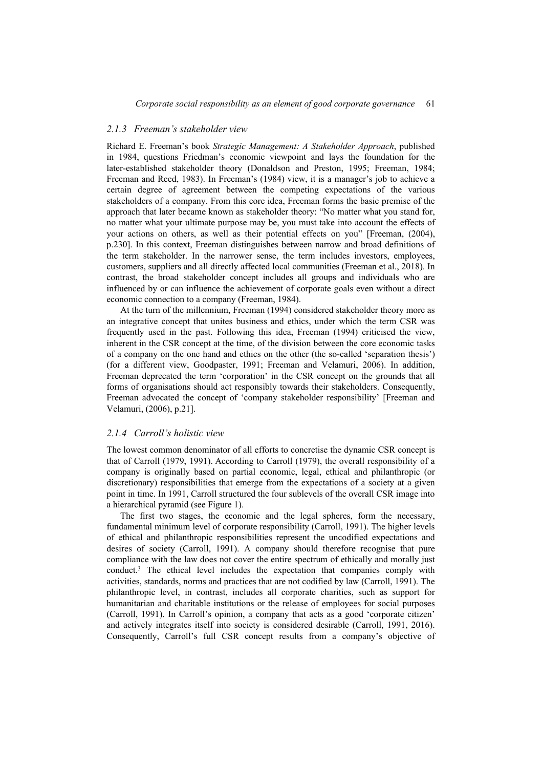### 2.1.3 Freeman's stakeholder view

Richard E. Freeman's book *Strategic Management: A Stakeholder Approach*, published in 1984, questions Friedman's economic viewpoint and lays the foundation for the later-established stakeholder theory (Donaldson and Preston, 1995; Freeman, 1984; Freeman and Reed, 1983). In Freeman's (1984) view, it is a manager's job to achieve a certain degree of agreement between the competing expectations of the various stakeholders of a company. From this core idea, Freeman forms the basic premise of the approach that later became known as stakeholder theory: "No matter what you stand for, no matter what your ultimate purpose may be, you must take into account the effects of your actions on others, as well as their potential effects on you" [Freeman, (2004), p.230]. In this context, Freeman distinguishes between narrow and broad definitions of the term stakeholder. In the narrower sense, the term includes investors, employees, customers, suppliers and all directly affected local communities (Freeman et al., 2018). In contrast, the broad stakeholder concept includes all groups and individuals who are influenced by or can influence the achievement of corporate goals even without a direct economic connection to a company (Freeman, 1984).

At the turn of the millennium, Freeman (1994) considered stakeholder theory more as an integrative concept that unites business and ethics, under which the term CSR was frequently used in the past. Following this idea, Freeman (1994) criticised the view, inherent in the CSR concept at the time, of the division between the core economic tasks of a company on the one hand and ethics on the other (the so-called 'separation thesis') (for a different view, Goodpaster, 1991; Freeman and Velamuri, 2006). In addition, Freeman deprecated the term 'corporation' in the CSR concept on the grounds that all forms of organisations should act responsibly towards their stakeholders. Consequently, Freeman advocated the concept of 'company stakeholder responsibility' [Freeman and Velamuri, (2006), p.21].

### 2.1.4 Carroll's holistic view

The lowest common denominator of all efforts to concretise the dynamic CSR concept is that of Carroll (1979, 1991). According to Carroll (1979), the overall responsibility of a company is originally based on partial economic, legal, ethical and philanthropic (or discretionary) responsibilities that emerge from the expectations of a society at a given point in time. In 1991, Carroll structured the four sublevels of the overall CSR image into a hierarchical pyramid (see Figure 1).

The first two stages, the economic and the legal spheres, form the necessary, fundamental minimum level of corporate responsibility (Carroll, 1991). The higher levels of ethical and philanthropic responsibilities represent the uncodified expectations and desires of society (Carroll, 1991). A company should therefore recognise that pure compliance with the law does not cover the entire spectrum of ethically and morally just conduct.[3] The ethical level includes the expectation that companies comply with activities, standards, norms and practices that are not codified by law (Carroll, 1991). The philanthropic level, in contrast, includes all corporate charities, such as support for humanitarian and charitable institutions or the release of employees for social purposes (Carroll, 1991). In Carroll's opinion, a company that acts as a good 'corporate citizen' and actively integrates itself into society is considered desirable (Carroll, 1991, 2016). Consequently, Carroll's full CSR concept results from a company's objective of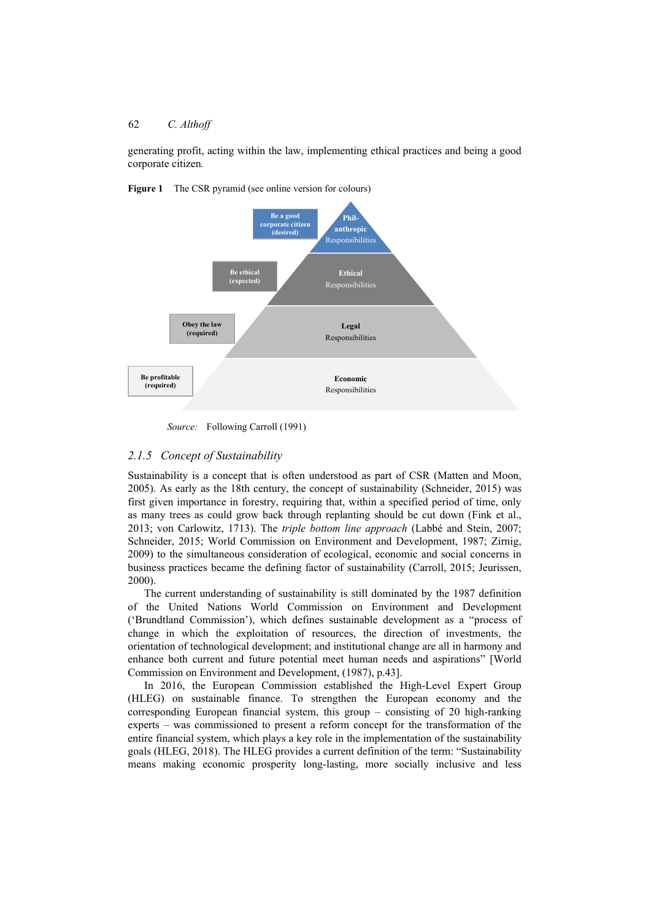generating profit, acting within the law, implementing ethical practices and being a good corporate citizen.

**Figure 1** The CSR pyramid (see online version for colours)

| Label | Pyramid level |
|---|---|
| Be a good corporate citizen (desired) | Phil-anthropic Responsibilities |
| Be ethical (expected) | Ethical Responsibilities |
| Obey the law (required) | Legal Responsibilities |
| Be profitable (required) | Economic Responsibilities |

*Source:* Following Carroll (1991)

### 2.1.5 Concept of Sustainability

Sustainability is a concept that is often understood as part of CSR (Matten and Moon, 2005). As early as the 18th century, the concept of sustainability (Schneider, 2015) was first given importance in forestry, requiring that, within a specified period of time, only as many trees as could grow back through replanting should be cut down (Fink et al., 2013; von Carlowitz, 1713). The *triple bottom line approach* (Labbé and Stein, 2007; Schneider, 2015; World Commission on Environment and Development, 1987; Zirnig, 2009) to the simultaneous consideration of ecological, economic and social concerns in business practices became the defining factor of sustainability (Carroll, 2015; Jeurissen, 2000).

The current understanding of sustainability is still dominated by the 1987 definition of the United Nations World Commission on Environment and Development ('Brundtland Commission'), which defines sustainable development as a "process of change in which the exploitation of resources, the direction of investments, the orientation of technological development; and institutional change are all in harmony and enhance both current and future potential meet human needs and aspirations" [World Commission on Environment and Development, (1987), p.43].

In 2016, the European Commission established the High-Level Expert Group (HLEG) on sustainable finance. To strengthen the European economy and the corresponding European financial system, this group – consisting of 20 high-ranking experts – was commissioned to present a reform concept for the transformation of the entire financial system, which plays a key role in the implementation of the sustainability goals (HLEG, 2018). The HLEG provides a current definition of the term: "Sustainability means making economic prosperity long-lasting, more socially inclusive and less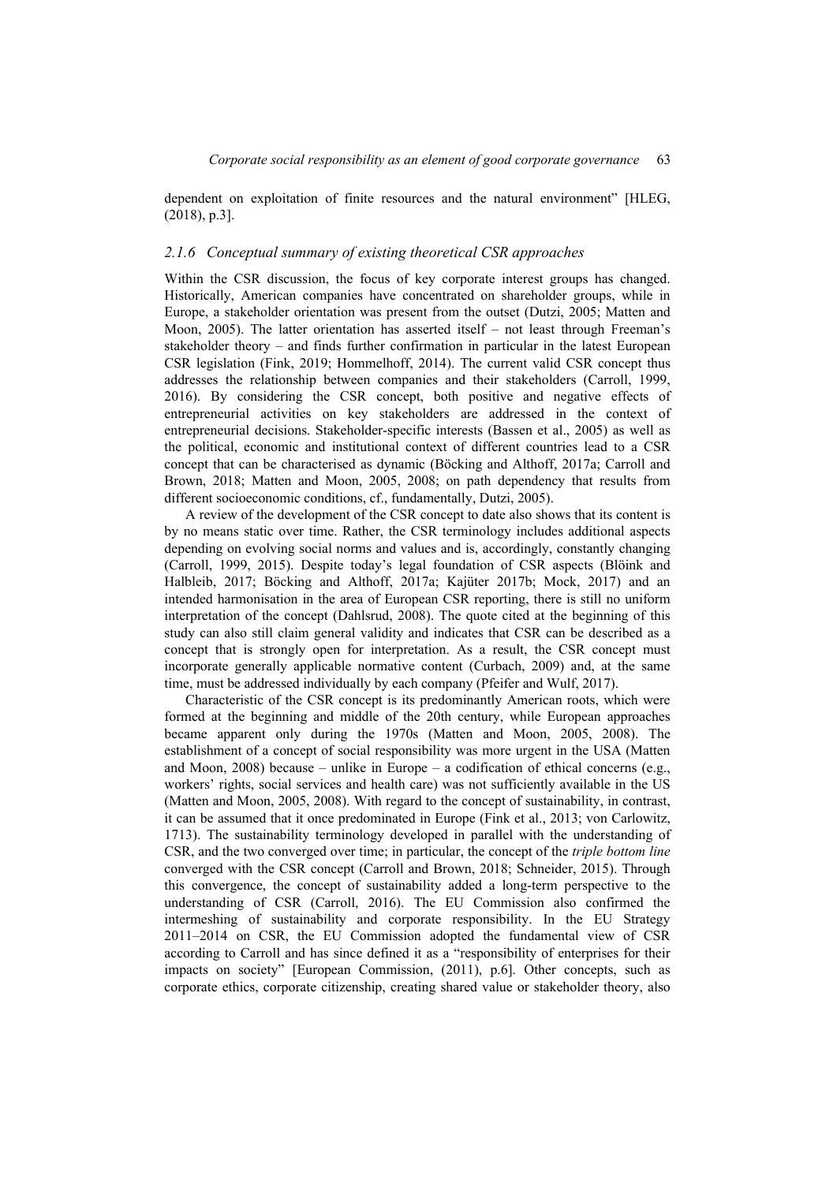dependent on exploitation of finite resources and the natural environment" [HLEG, (2018), p.3].

### *2.1.6 Conceptual summary of existing theoretical CSR approaches*

Within the CSR discussion, the focus of key corporate interest groups has changed. Historically, American companies have concentrated on shareholder groups, while in Europe, a stakeholder orientation was present from the outset (Dutzi, 2005; Matten and Moon, 2005). The latter orientation has asserted itself – not least through Freeman's stakeholder theory – and finds further confirmation in particular in the latest European CSR legislation (Fink, 2019; Hommelhoff, 2014). The current valid CSR concept thus addresses the relationship between companies and their stakeholders (Carroll, 1999, 2016). By considering the CSR concept, both positive and negative effects of entrepreneurial activities on key stakeholders are addressed in the context of entrepreneurial decisions. Stakeholder-specific interests (Bassen et al., 2005) as well as the political, economic and institutional context of different countries lead to a CSR concept that can be characterised as dynamic (Böcking and Althoff, 2017a; Carroll and Brown, 2018; Matten and Moon, 2005, 2008; on path dependency that results from different socioeconomic conditions, cf., fundamentally, Dutzi, 2005).

A review of the development of the CSR concept to date also shows that its content is by no means static over time. Rather, the CSR terminology includes additional aspects depending on evolving social norms and values and is, accordingly, constantly changing (Carroll, 1999, 2015). Despite today's legal foundation of CSR aspects (Blöink and Halbleib, 2017; Böcking and Althoff, 2017a; Kajüter 2017b; Mock, 2017) and an intended harmonisation in the area of European CSR reporting, there is still no uniform interpretation of the concept (Dahlsrud, 2008). The quote cited at the beginning of this study can also still claim general validity and indicates that CSR can be described as a concept that is strongly open for interpretation. As a result, the CSR concept must incorporate generally applicable normative content (Curbach, 2009) and, at the same time, must be addressed individually by each company (Pfeifer and Wulf, 2017).

Characteristic of the CSR concept is its predominantly American roots, which were formed at the beginning and middle of the 20th century, while European approaches became apparent only during the 1970s (Matten and Moon, 2005, 2008). The establishment of a concept of social responsibility was more urgent in the USA (Matten and Moon, 2008) because – unlike in Europe – a codification of ethical concerns (e.g., workers' rights, social services and health care) was not sufficiently available in the US (Matten and Moon, 2005, 2008). With regard to the concept of sustainability, in contrast, it can be assumed that it once predominated in Europe (Fink et al., 2013; von Carlowitz, 1713). The sustainability terminology developed in parallel with the understanding of CSR, and the two converged over time; in particular, the concept of the *triple bottom line* converged with the CSR concept (Carroll and Brown, 2018; Schneider, 2015). Through this convergence, the concept of sustainability added a long-term perspective to the understanding of CSR (Carroll, 2016). The EU Commission also confirmed the intermeshing of sustainability and corporate responsibility. In the EU Strategy 2011–2014 on CSR, the EU Commission adopted the fundamental view of CSR according to Carroll and has since defined it as a "responsibility of enterprises for their impacts on society" [European Commission, (2011), p.6]. Other concepts, such as corporate ethics, corporate citizenship, creating shared value or stakeholder theory, also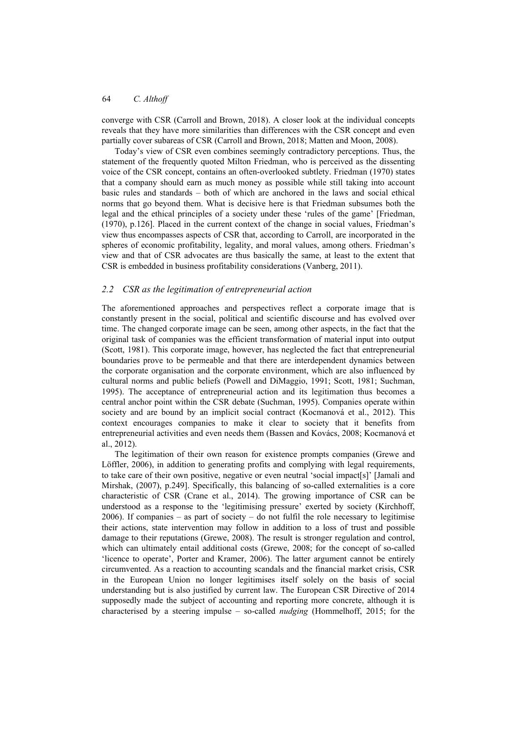converge with CSR (Carroll and Brown, 2018). A closer look at the individual concepts reveals that they have more similarities than differences with the CSR concept and even partially cover subareas of CSR (Carroll and Brown, 2018; Matten and Moon, 2008).

Today's view of CSR even combines seemingly contradictory perceptions. Thus, the statement of the frequently quoted Milton Friedman, who is perceived as the dissenting voice of the CSR concept, contains an often-overlooked subtlety. Friedman (1970) states that a company should earn as much money as possible while still taking into account basic rules and standards – both of which are anchored in the laws and social ethical norms that go beyond them. What is decisive here is that Friedman subsumes both the legal and the ethical principles of a society under these 'rules of the game' [Friedman, (1970), p.126]. Placed in the current context of the change in social values, Friedman's view thus encompasses aspects of CSR that, according to Carroll, are incorporated in the spheres of economic profitability, legality, and moral values, among others. Friedman's view and that of CSR advocates are thus basically the same, at least to the extent that CSR is embedded in business profitability considerations (Vanberg, 2011).

### 2.2 CSR as the legitimation of entrepreneurial action

The aforementioned approaches and perspectives reflect a corporate image that is constantly present in the social, political and scientific discourse and has evolved over time. The changed corporate image can be seen, among other aspects, in the fact that the original task of companies was the efficient transformation of material input into output (Scott, 1981). This corporate image, however, has neglected the fact that entrepreneurial boundaries prove to be permeable and that there are interdependent dynamics between the corporate organisation and the corporate environment, which are also influenced by cultural norms and public beliefs (Powell and DiMaggio, 1991; Scott, 1981; Suchman, 1995). The acceptance of entrepreneurial action and its legitimation thus becomes a central anchor point within the CSR debate (Suchman, 1995). Companies operate within society and are bound by an implicit social contract (Kocmanová et al., 2012). This context encourages companies to make it clear to society that it benefits from entrepreneurial activities and even needs them (Bassen and Kovács, 2008; Kocmanová et al., 2012).

The legitimation of their own reason for existence prompts companies (Grewe and Löffler, 2006), in addition to generating profits and complying with legal requirements, to take care of their own positive, negative or even neutral 'social impact[s]' [Jamali and Mirshak, (2007), p.249]. Specifically, this balancing of so-called externalities is a core characteristic of CSR (Crane et al., 2014). The growing importance of CSR can be understood as a response to the 'legitimising pressure' exerted by society (Kirchhoff, 2006). If companies – as part of society – do not fulfil the role necessary to legitimise their actions, state intervention may follow in addition to a loss of trust and possible damage to their reputations (Grewe, 2008). The result is stronger regulation and control, which can ultimately entail additional costs (Grewe, 2008; for the concept of so-called 'licence to operate', Porter and Kramer, 2006). The latter argument cannot be entirely circumvented. As a reaction to accounting scandals and the financial market crisis, CSR in the European Union no longer legitimises itself solely on the basis of social understanding but is also justified by current law. The European CSR Directive of 2014 supposedly made the subject of accounting and reporting more concrete, although it is characterised by a steering impulse – so-called *nudging* (Hommelhoff, 2015; for the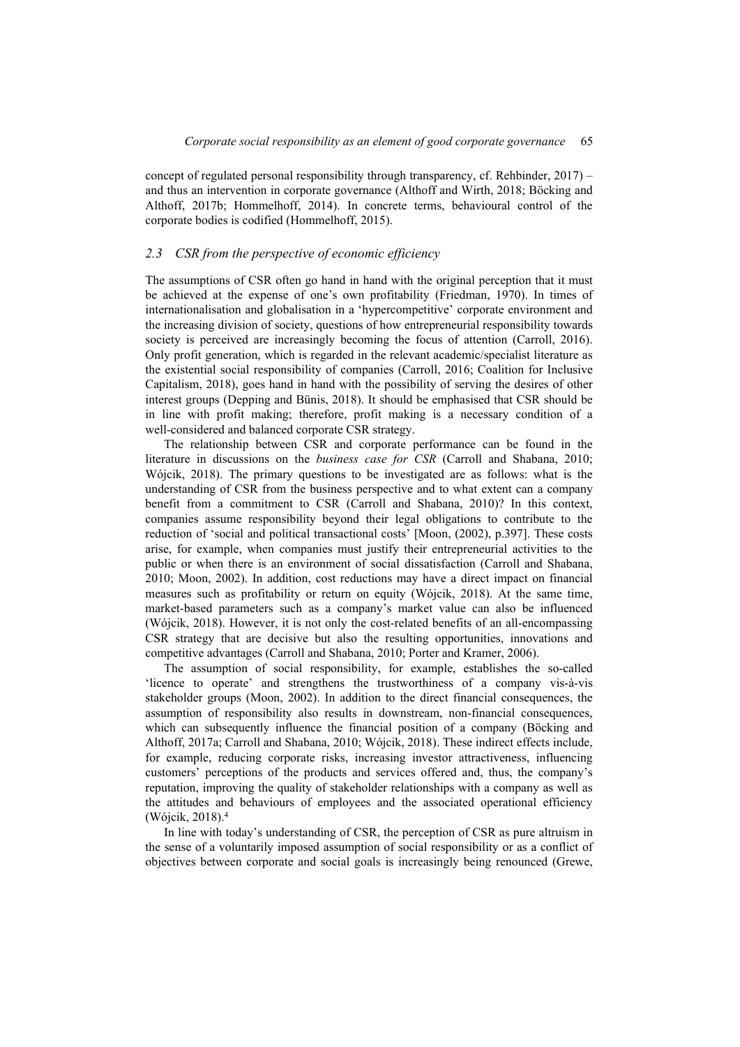concept of regulated personal responsibility through transparency, cf. Rehbinder, 2017) – and thus an intervention in corporate governance (Althoff and Wirth, 2018; Böcking and Althoff, 2017b; Hommelhoff, 2014). In concrete terms, behavioural control of the corporate bodies is codified (Hommelhoff, 2015).

### *2.3 CSR from the perspective of economic efficiency*

The assumptions of CSR often go hand in hand with the original perception that it must be achieved at the expense of one's own profitability (Friedman, 1970). In times of internationalisation and globalisation in a 'hypercompetitive' corporate environment and the increasing division of society, questions of how entrepreneurial responsibility towards society is perceived are increasingly becoming the focus of attention (Carroll, 2016). Only profit generation, which is regarded in the relevant academic/specialist literature as the existential social responsibility of companies (Carroll, 2016; Coalition for Inclusive Capitalism, 2018), goes hand in hand with the possibility of serving the desires of other interest groups (Depping and Bünis, 2018). It should be emphasised that CSR should be in line with profit making; therefore, profit making is a necessary condition of a well-considered and balanced corporate CSR strategy.

The relationship between CSR and corporate performance can be found in the literature in discussions on the *business case for CSR* (Carroll and Shabana, 2010; Wójcik, 2018). The primary questions to be investigated are as follows: what is the understanding of CSR from the business perspective and to what extent can a company benefit from a commitment to CSR (Carroll and Shabana, 2010)? In this context, companies assume responsibility beyond their legal obligations to contribute to the reduction of 'social and political transactional costs' [Moon, (2002), p.397]. These costs arise, for example, when companies must justify their entrepreneurial activities to the public or when there is an environment of social dissatisfaction (Carroll and Shabana, 2010; Moon, 2002). In addition, cost reductions may have a direct impact on financial measures such as profitability or return on equity (Wójcik, 2018). At the same time, market-based parameters such as a company's market value can also be influenced (Wójcik, 2018). However, it is not only the cost-related benefits of an all-encompassing CSR strategy that are decisive but also the resulting opportunities, innovations and competitive advantages (Carroll and Shabana, 2010; Porter and Kramer, 2006).

The assumption of social responsibility, for example, establishes the so-called 'licence to operate' and strengthens the trustworthiness of a company vis-à-vis stakeholder groups (Moon, 2002). In addition to the direct financial consequences, the assumption of responsibility also results in downstream, non-financial consequences, which can subsequently influence the financial position of a company (Böcking and Althoff, 2017a; Carroll and Shabana, 2010; Wójcik, 2018). These indirect effects include, for example, reducing corporate risks, increasing investor attractiveness, influencing customers' perceptions of the products and services offered and, thus, the company's reputation, improving the quality of stakeholder relationships with a company as well as the attitudes and behaviours of employees and the associated operational efficiency (Wójcik, 2018).[4]

In line with today's understanding of CSR, the perception of CSR as pure altruism in the sense of a voluntarily imposed assumption of social responsibility or as a conflict of objectives between corporate and social goals is increasingly being renounced (Grewe,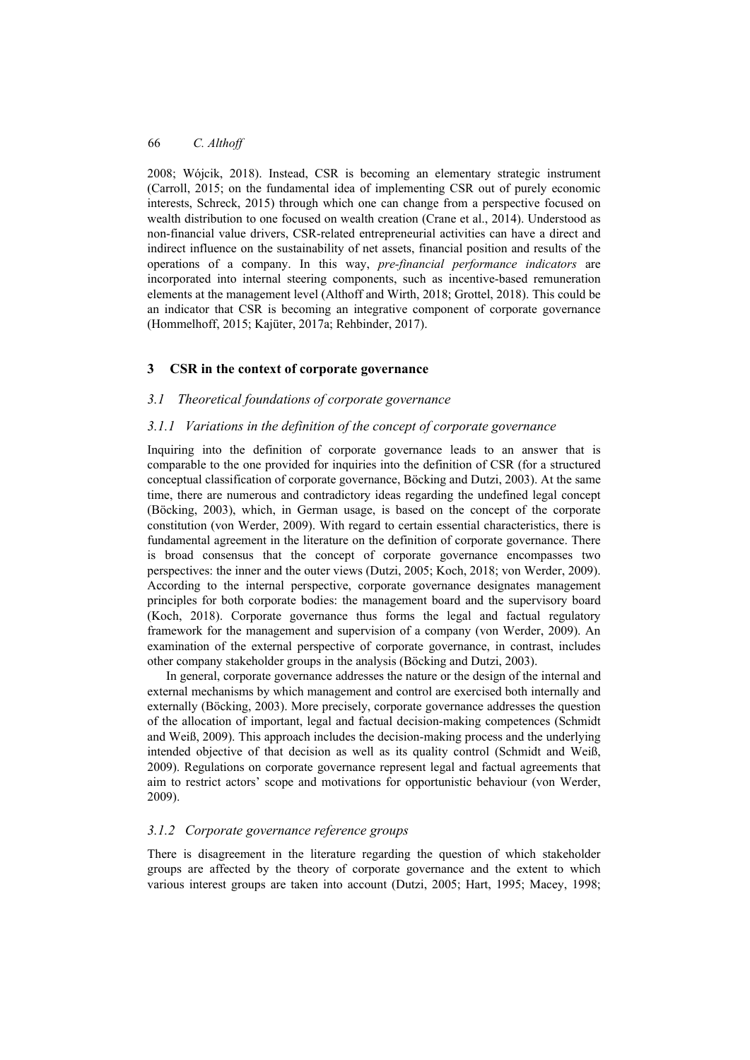2008; Wójcik, 2018). Instead, CSR is becoming an elementary strategic instrument (Carroll, 2015; on the fundamental idea of implementing CSR out of purely economic interests, Schreck, 2015) through which one can change from a perspective focused on wealth distribution to one focused on wealth creation (Crane et al., 2014). Understood as non-financial value drivers, CSR-related entrepreneurial activities can have a direct and indirect influence on the sustainability of net assets, financial position and results of the operations of a company. In this way, *pre-financial performance indicators* are incorporated into internal steering components, such as incentive-based remuneration elements at the management level (Althoff and Wirth, 2018; Grottel, 2018). This could be an indicator that CSR is becoming an integrative component of corporate governance (Hommelhoff, 2015; Kajüter, 2017a; Rehbinder, 2017).

## 3 CSR in the context of corporate governance

### *3.1 Theoretical foundations of corporate governance*

#### *3.1.1 Variations in the definition of the concept of corporate governance*

Inquiring into the definition of corporate governance leads to an answer that is comparable to the one provided for inquiries into the definition of CSR (for a structured conceptual classification of corporate governance, Böcking and Dutzi, 2003). At the same time, there are numerous and contradictory ideas regarding the undefined legal concept (Böcking, 2003), which, in German usage, is based on the concept of the corporate constitution (von Werder, 2009). With regard to certain essential characteristics, there is fundamental agreement in the literature on the definition of corporate governance. There is broad consensus that the concept of corporate governance encompasses two perspectives: the inner and the outer views (Dutzi, 2005; Koch, 2018; von Werder, 2009). According to the internal perspective, corporate governance designates management principles for both corporate bodies: the management board and the supervisory board (Koch, 2018). Corporate governance thus forms the legal and factual regulatory framework for the management and supervision of a company (von Werder, 2009). An examination of the external perspective of corporate governance, in contrast, includes other company stakeholder groups in the analysis (Böcking and Dutzi, 2003).

In general, corporate governance addresses the nature or the design of the internal and external mechanisms by which management and control are exercised both internally and externally (Böcking, 2003). More precisely, corporate governance addresses the question of the allocation of important, legal and factual decision-making competences (Schmidt and Weiß, 2009). This approach includes the decision-making process and the underlying intended objective of that decision as well as its quality control (Schmidt and Weiß, 2009). Regulations on corporate governance represent legal and factual agreements that aim to restrict actors' scope and motivations for opportunistic behaviour (von Werder, 2009).

#### *3.1.2 Corporate governance reference groups*

There is disagreement in the literature regarding the question of which stakeholder groups are affected by the theory of corporate governance and the extent to which various interest groups are taken into account (Dutzi, 2005; Hart, 1995; Macey, 1998;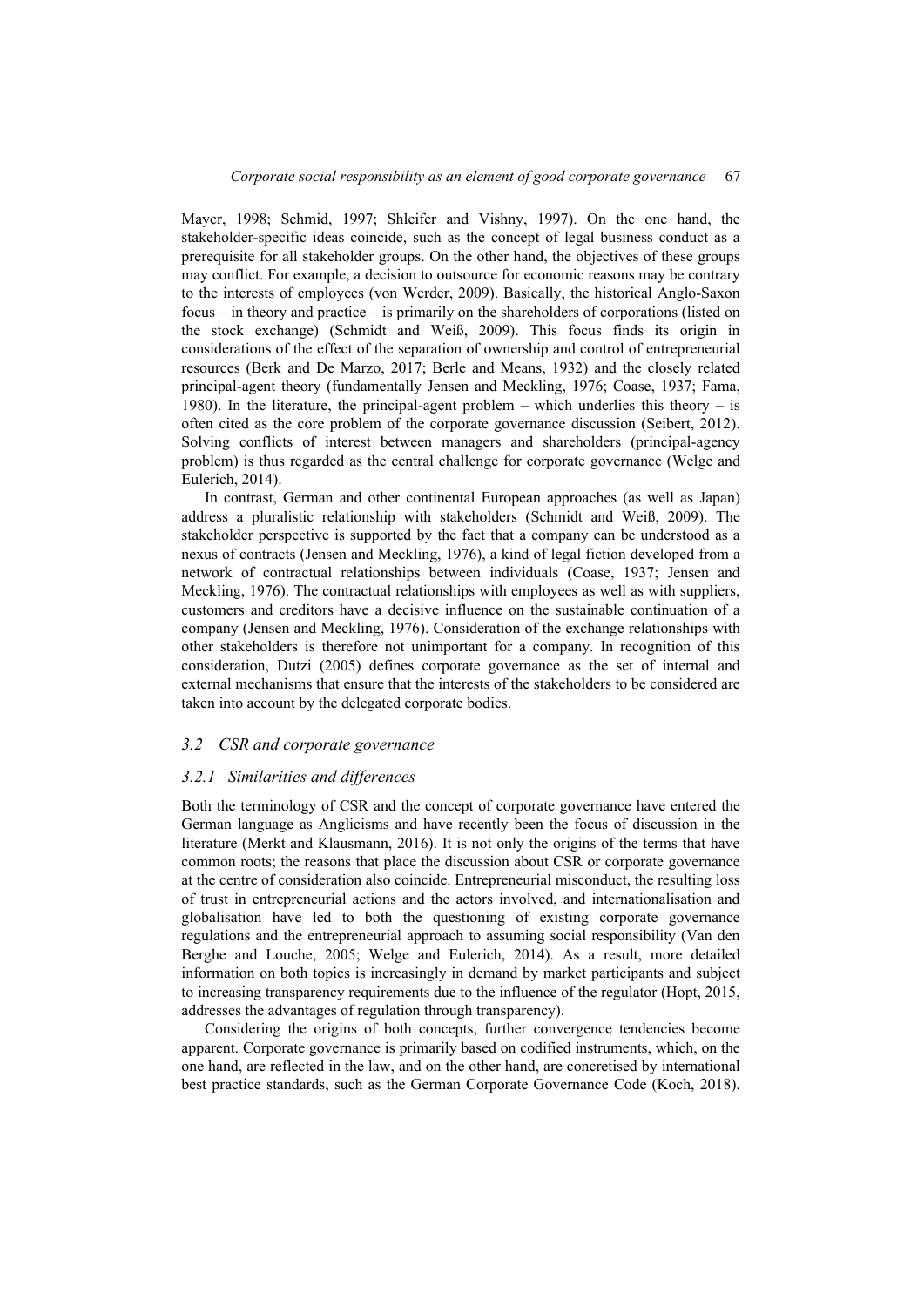Mayer, 1998; Schmid, 1997; Shleifer and Vishny, 1997). On the one hand, the stakeholder-specific ideas coincide, such as the concept of legal business conduct as a prerequisite for all stakeholder groups. On the other hand, the objectives of these groups may conflict. For example, a decision to outsource for economic reasons may be contrary to the interests of employees (von Werder, 2009). Basically, the historical Anglo-Saxon focus – in theory and practice – is primarily on the shareholders of corporations (listed on the stock exchange) (Schmidt and Weiß, 2009). This focus finds its origin in considerations of the effect of the separation of ownership and control of entrepreneurial resources (Berk and De Marzo, 2017; Berle and Means, 1932) and the closely related principal-agent theory (fundamentally Jensen and Meckling, 1976; Coase, 1937; Fama, 1980). In the literature, the principal-agent problem – which underlies this theory – is often cited as the core problem of the corporate governance discussion (Seibert, 2012). Solving conflicts of interest between managers and shareholders (principal-agency problem) is thus regarded as the central challenge for corporate governance (Welge and Eulerich, 2014).

In contrast, German and other continental European approaches (as well as Japan) address a pluralistic relationship with stakeholders (Schmidt and Weiß, 2009). The stakeholder perspective is supported by the fact that a company can be understood as a nexus of contracts (Jensen and Meckling, 1976), a kind of legal fiction developed from a network of contractual relationships between individuals (Coase, 1937; Jensen and Meckling, 1976). The contractual relationships with employees as well as with suppliers, customers and creditors have a decisive influence on the sustainable continuation of a company (Jensen and Meckling, 1976). Consideration of the exchange relationships with other stakeholders is therefore not unimportant for a company. In recognition of this consideration, Dutzi (2005) defines corporate governance as the set of internal and external mechanisms that ensure that the interests of the stakeholders to be considered are taken into account by the delegated corporate bodies.

### *3.2 CSR and corporate governance*

#### *3.2.1 Similarities and differences*

Both the terminology of CSR and the concept of corporate governance have entered the German language as Anglicisms and have recently been the focus of discussion in the literature (Merkt and Klausmann, 2016). It is not only the origins of the terms that have common roots; the reasons that place the discussion about CSR or corporate governance at the centre of consideration also coincide. Entrepreneurial misconduct, the resulting loss of trust in entrepreneurial actions and the actors involved, and internationalisation and globalisation have led to both the questioning of existing corporate governance regulations and the entrepreneurial approach to assuming social responsibility (Van den Berghe and Louche, 2005; Welge and Eulerich, 2014). As a result, more detailed information on both topics is increasingly in demand by market participants and subject to increasing transparency requirements due to the influence of the regulator (Hopt, 2015, addresses the advantages of regulation through transparency).

Considering the origins of both concepts, further convergence tendencies become apparent. Corporate governance is primarily based on codified instruments, which, on the one hand, are reflected in the law, and on the other hand, are concretised by international best practice standards, such as the German Corporate Governance Code (Koch, 2018).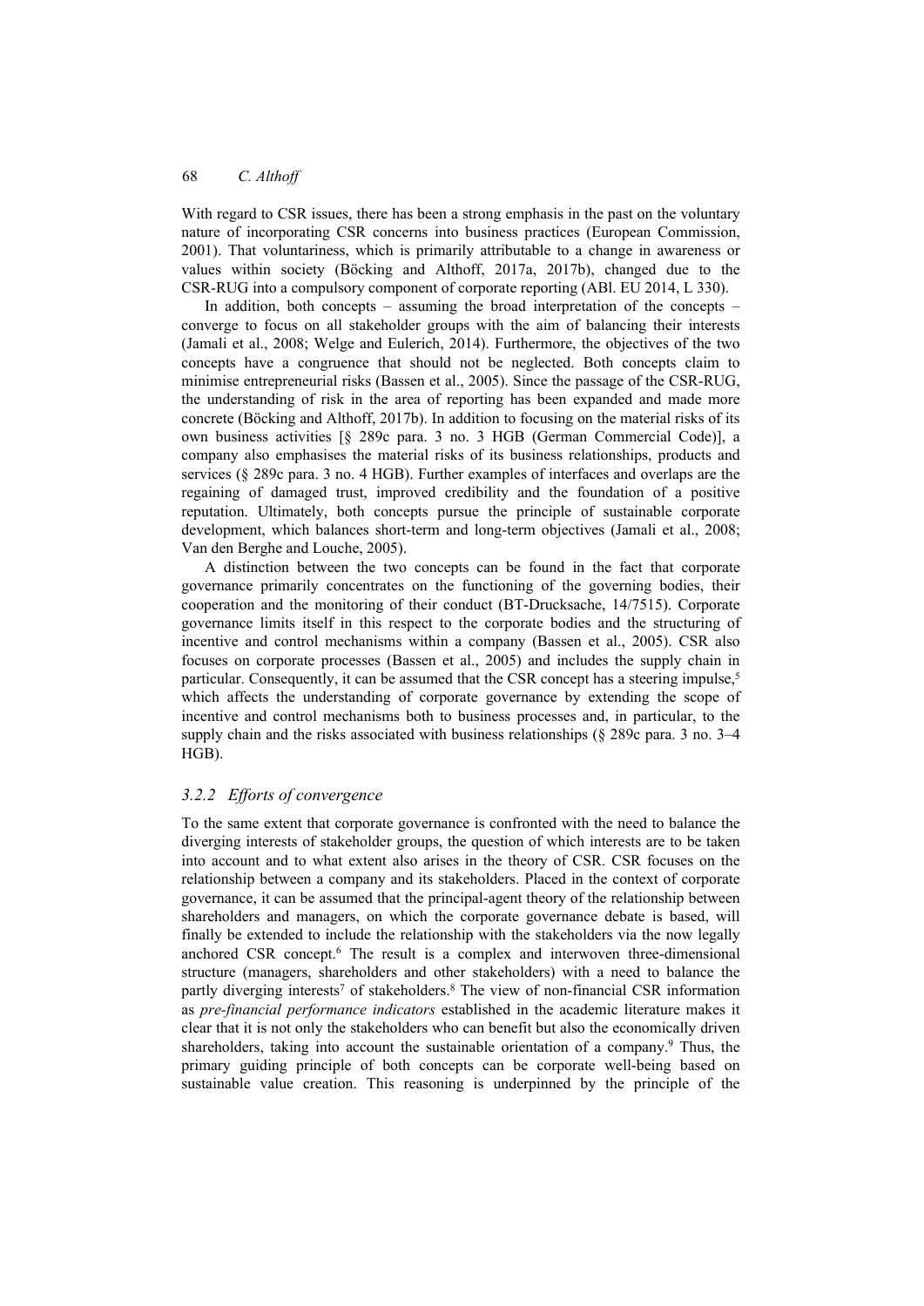With regard to CSR issues, there has been a strong emphasis in the past on the voluntary nature of incorporating CSR concerns into business practices (European Commission, 2001). That voluntariness, which is primarily attributable to a change in awareness or values within society (Böcking and Althoff, 2017a, 2017b), changed due to the CSR-RUG into a compulsory component of corporate reporting (ABl. EU 2014, L 330).

In addition, both concepts – assuming the broad interpretation of the concepts – converge to focus on all stakeholder groups with the aim of balancing their interests (Jamali et al., 2008; Welge and Eulerich, 2014). Furthermore, the objectives of the two concepts have a congruence that should not be neglected. Both concepts claim to minimise entrepreneurial risks (Bassen et al., 2005). Since the passage of the CSR-RUG, the understanding of risk in the area of reporting has been expanded and made more concrete (Böcking and Althoff, 2017b). In addition to focusing on the material risks of its own business activities [§ 289c para. 3 no. 3 HGB (German Commercial Code)], a company also emphasises the material risks of its business relationships, products and services (§ 289c para. 3 no. 4 HGB). Further examples of interfaces and overlaps are the regaining of damaged trust, improved credibility and the foundation of a positive reputation. Ultimately, both concepts pursue the principle of sustainable corporate development, which balances short-term and long-term objectives (Jamali et al., 2008; Van den Berghe and Louche, 2005).

A distinction between the two concepts can be found in the fact that corporate governance primarily concentrates on the functioning of the governing bodies, their cooperation and the monitoring of their conduct (BT-Drucksache, 14/7515). Corporate governance limits itself in this respect to the corporate bodies and the structuring of incentive and control mechanisms within a company (Bassen et al., 2005). CSR also focuses on corporate processes (Bassen et al., 2005) and includes the supply chain in particular. Consequently, it can be assumed that the CSR concept has a steering impulse,[5] which affects the understanding of corporate governance by extending the scope of incentive and control mechanisms both to business processes and, in particular, to the supply chain and the risks associated with business relationships (§ 289c para. 3 no. 3–4 HGB).

### 3.2.2 Efforts of convergence

To the same extent that corporate governance is confronted with the need to balance the diverging interests of stakeholder groups, the question of which interests are to be taken into account and to what extent also arises in the theory of CSR. CSR focuses on the relationship between a company and its stakeholders. Placed in the context of corporate governance, it can be assumed that the principal-agent theory of the relationship between shareholders and managers, on which the corporate governance debate is based, will finally be extended to include the relationship with the stakeholders via the now legally anchored CSR concept.[6] The result is a complex and interwoven three-dimensional structure (managers, shareholders and other stakeholders) with a need to balance the partly diverging interests[7] of stakeholders.[8] The view of non-financial CSR information as *pre-financial performance indicators* established in the academic literature makes it clear that it is not only the stakeholders who can benefit but also the economically driven shareholders, taking into account the sustainable orientation of a company.[9] Thus, the primary guiding principle of both concepts can be corporate well-being based on sustainable value creation. This reasoning is underpinned by the principle of the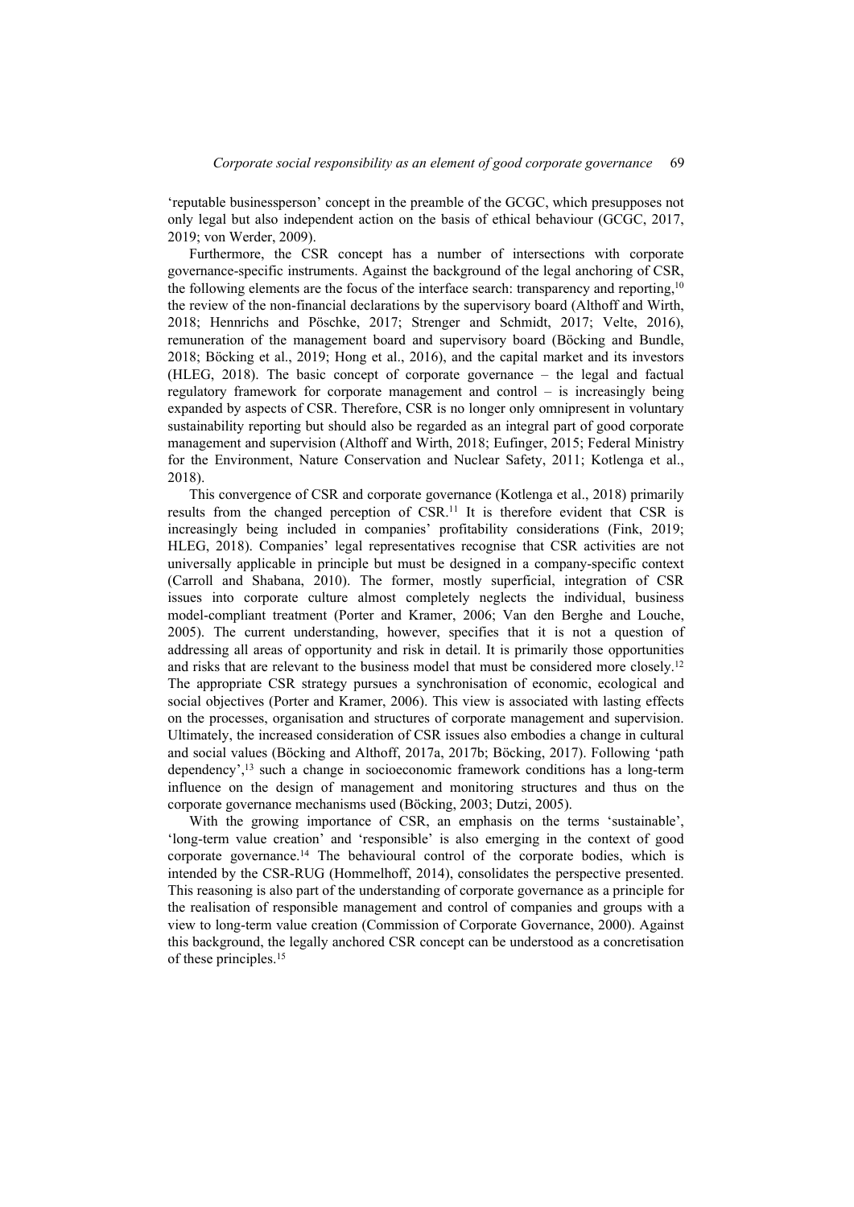'reputable businessperson' concept in the preamble of the GCGC, which presupposes not only legal but also independent action on the basis of ethical behaviour (GCGC, 2017, 2019; von Werder, 2009).

Furthermore, the CSR concept has a number of intersections with corporate governance-specific instruments. Against the background of the legal anchoring of CSR, the following elements are the focus of the interface search: transparency and reporting,[10] the review of the non-financial declarations by the supervisory board (Althoff and Wirth, 2018; Hennrichs and Pöschke, 2017; Strenger and Schmidt, 2017; Velte, 2016), remuneration of the management board and supervisory board (Böcking and Bundle, 2018; Böcking et al., 2019; Hong et al., 2016), and the capital market and its investors (HLEG, 2018). The basic concept of corporate governance – the legal and factual regulatory framework for corporate management and control – is increasingly being expanded by aspects of CSR. Therefore, CSR is no longer only omnipresent in voluntary sustainability reporting but should also be regarded as an integral part of good corporate management and supervision (Althoff and Wirth, 2018; Eufinger, 2015; Federal Ministry for the Environment, Nature Conservation and Nuclear Safety, 2011; Kotlenga et al., 2018).

This convergence of CSR and corporate governance (Kotlenga et al., 2018) primarily results from the changed perception of CSR.[11] It is therefore evident that CSR is increasingly being included in companies' profitability considerations (Fink, 2019; HLEG, 2018). Companies' legal representatives recognise that CSR activities are not universally applicable in principle but must be designed in a company-specific context (Carroll and Shabana, 2010). The former, mostly superficial, integration of CSR issues into corporate culture almost completely neglects the individual, business model-compliant treatment (Porter and Kramer, 2006; Van den Berghe and Louche, 2005). The current understanding, however, specifies that it is not a question of addressing all areas of opportunity and risk in detail. It is primarily those opportunities and risks that are relevant to the business model that must be considered more closely.[12] The appropriate CSR strategy pursues a synchronisation of economic, ecological and social objectives (Porter and Kramer, 2006). This view is associated with lasting effects on the processes, organisation and structures of corporate management and supervision. Ultimately, the increased consideration of CSR issues also embodies a change in cultural and social values (Böcking and Althoff, 2017a, 2017b; Böcking, 2017). Following 'path dependency',[13] such a change in socioeconomic framework conditions has a long-term influence on the design of management and monitoring structures and thus on the corporate governance mechanisms used (Böcking, 2003; Dutzi, 2005).

With the growing importance of CSR, an emphasis on the terms 'sustainable', 'long-term value creation' and 'responsible' is also emerging in the context of good corporate governance.[14] The behavioural control of the corporate bodies, which is intended by the CSR-RUG (Hommelhoff, 2014), consolidates the perspective presented. This reasoning is also part of the understanding of corporate governance as a principle for the realisation of responsible management and control of companies and groups with a view to long-term value creation (Commission of Corporate Governance, 2000). Against this background, the legally anchored CSR concept can be understood as a concretisation of these principles.[15]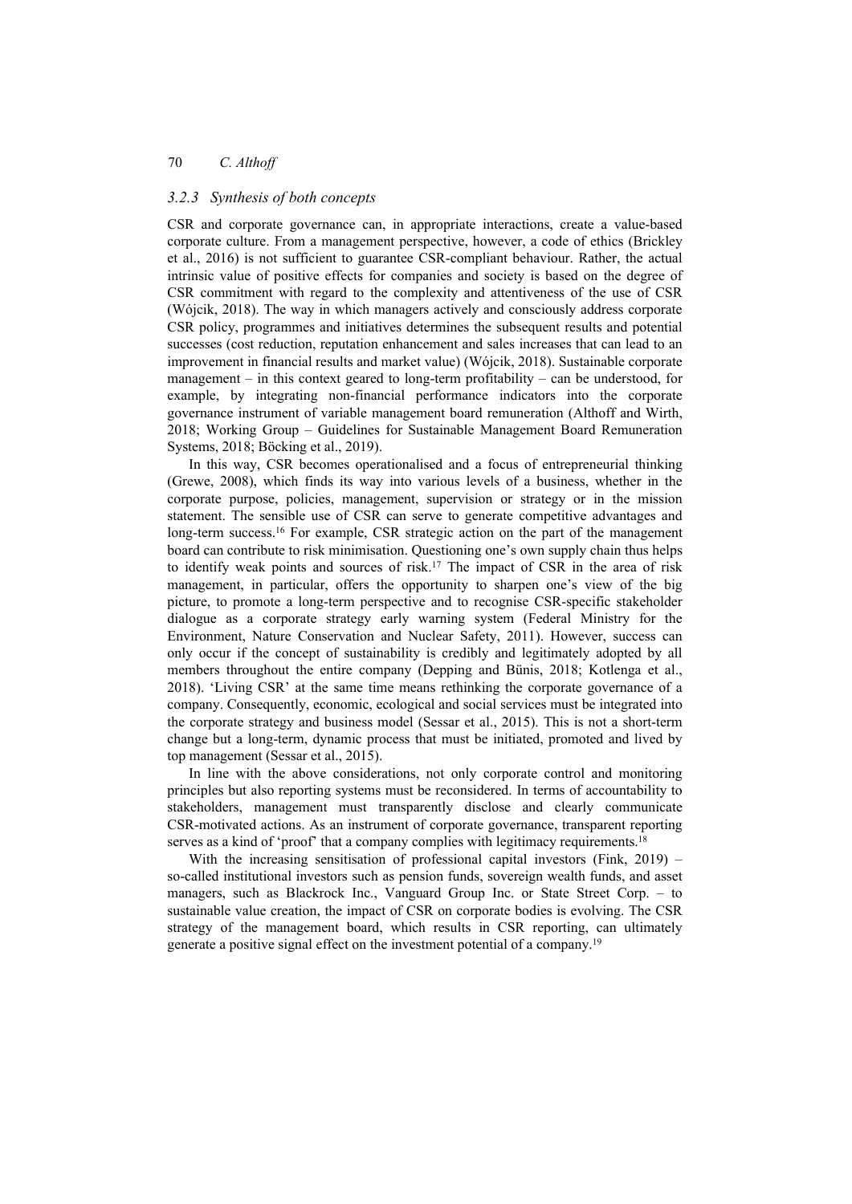### 3.2.3 Synthesis of both concepts

CSR and corporate governance can, in appropriate interactions, create a value-based corporate culture. From a management perspective, however, a code of ethics (Brickley et al., 2016) is not sufficient to guarantee CSR-compliant behaviour. Rather, the actual intrinsic value of positive effects for companies and society is based on the degree of CSR commitment with regard to the complexity and attentiveness of the use of CSR (Wójcik, 2018). The way in which managers actively and consciously address corporate CSR policy, programmes and initiatives determines the subsequent results and potential successes (cost reduction, reputation enhancement and sales increases that can lead to an improvement in financial results and market value) (Wójcik, 2018). Sustainable corporate management – in this context geared to long-term profitability – can be understood, for example, by integrating non-financial performance indicators into the corporate governance instrument of variable management board remuneration (Althoff and Wirth, 2018; Working Group – Guidelines for Sustainable Management Board Remuneration Systems, 2018; Böcking et al., 2019).

In this way, CSR becomes operationalised and a focus of entrepreneurial thinking (Grewe, 2008), which finds its way into various levels of a business, whether in the corporate purpose, policies, management, supervision or strategy or in the mission statement. The sensible use of CSR can serve to generate competitive advantages and long-term success.[16] For example, CSR strategic action on the part of the management board can contribute to risk minimisation. Questioning one's own supply chain thus helps to identify weak points and sources of risk.[17] The impact of CSR in the area of risk management, in particular, offers the opportunity to sharpen one's view of the big picture, to promote a long-term perspective and to recognise CSR-specific stakeholder dialogue as a corporate strategy early warning system (Federal Ministry for the Environment, Nature Conservation and Nuclear Safety, 2011). However, success can only occur if the concept of sustainability is credibly and legitimately adopted by all members throughout the entire company (Depping and Bünis, 2018; Kotlenga et al., 2018). 'Living CSR' at the same time means rethinking the corporate governance of a company. Consequently, economic, ecological and social services must be integrated into the corporate strategy and business model (Sessar et al., 2015). This is not a short-term change but a long-term, dynamic process that must be initiated, promoted and lived by top management (Sessar et al., 2015).

In line with the above considerations, not only corporate control and monitoring principles but also reporting systems must be reconsidered. In terms of accountability to stakeholders, management must transparently disclose and clearly communicate CSR-motivated actions. As an instrument of corporate governance, transparent reporting serves as a kind of 'proof' that a company complies with legitimacy requirements.[18]

With the increasing sensitisation of professional capital investors (Fink, 2019) – so-called institutional investors such as pension funds, sovereign wealth funds, and asset managers, such as Blackrock Inc., Vanguard Group Inc. or State Street Corp. – to sustainable value creation, the impact of CSR on corporate bodies is evolving. The CSR strategy of the management board, which results in CSR reporting, can ultimately generate a positive signal effect on the investment potential of a company.[19]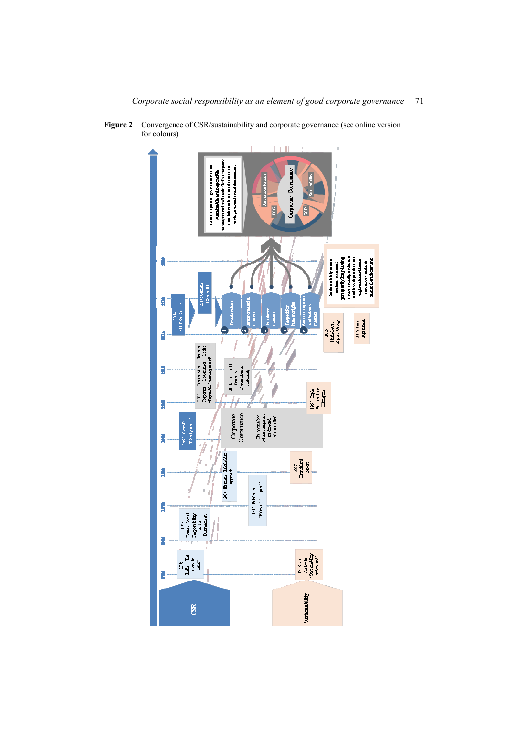**Figure 2** Convergence of CSR/sustainability and corporate governance (see online version for colours)

CSR

Sustainability

1776: Smith, "The invisible hand"

1713: von Carlowitz "Sustainability in forestry"

1953: Bowen: Social Responsibility of the Businessman

1962: Friedman, "Rules of the game"

1984: Freeman: Stakeholder Approach

1987: Brundtland Report

1991: Carroll: "CSR pyramid"

Corporate Governance

The system by which companies are directed and controlled

1997: Triple Bottom Line Elkington

2002: Transfer to Germany: Declaration of conformity

2017: Commission, German Corporate Governance Code: "Reputable businessperson"

2014: EU CSR Directive

2017: German CSR-RUG

1 Social matters

2 Environmental matters

3 Employee matters

4 Respect for human rights

5 Anti-corruption and bribery matters

2016: High-Level Expert Group

2015: Paris Agreement

Sustainability means making economic prosperity long-lasting, more socially inclusive, and less dependent on exploitation of finite resources and the natural environment

Good corporate governance is the sustainable and responsible management and control of a company that takes into account economic, ecological and social dimensions.

Corporate Governance

Sustainable Finance

ESG

CSR

Sustainability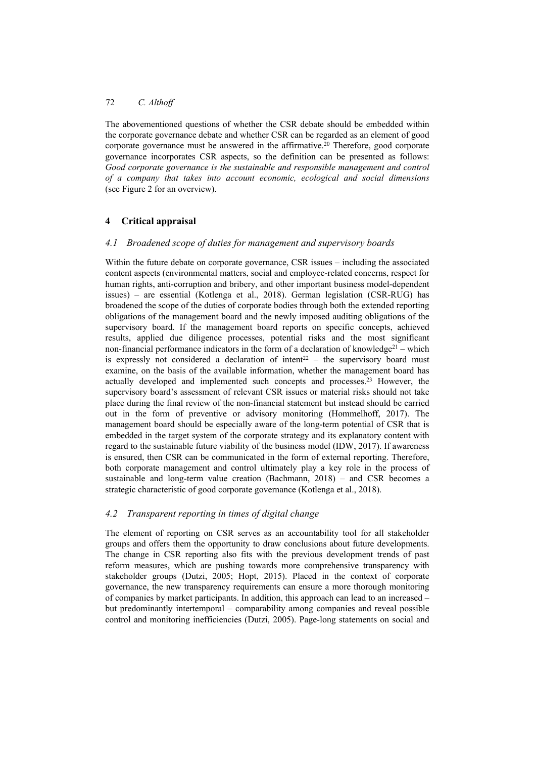The abovementioned questions of whether the CSR debate should be embedded within the corporate governance debate and whether CSR can be regarded as an element of good corporate governance must be answered in the affirmative.[20] Therefore, good corporate governance incorporates CSR aspects, so the definition can be presented as follows: *Good corporate governance is the sustainable and responsible management and control of a company that takes into account economic, ecological and social dimensions* (see Figure 2 for an overview).

## 4 Critical appraisal

### 4.1 Broadened scope of duties for management and supervisory boards

Within the future debate on corporate governance, CSR issues – including the associated content aspects (environmental matters, social and employee-related concerns, respect for human rights, anti-corruption and bribery, and other important business model-dependent issues) – are essential (Kotlenga et al., 2018). German legislation (CSR-RUG) has broadened the scope of the duties of corporate bodies through both the extended reporting obligations of the management board and the newly imposed auditing obligations of the supervisory board. If the management board reports on specific concepts, achieved results, applied due diligence processes, potential risks and the most significant non-financial performance indicators in the form of a declaration of knowledge[21] – which is expressly not considered a declaration of intent[22] – the supervisory board must examine, on the basis of the available information, whether the management board has actually developed and implemented such concepts and processes.[23] However, the supervisory board's assessment of relevant CSR issues or material risks should not take place during the final review of the non-financial statement but instead should be carried out in the form of preventive or advisory monitoring (Hommelhoff, 2017). The management board should be especially aware of the long-term potential of CSR that is embedded in the target system of the corporate strategy and its explanatory content with regard to the sustainable future viability of the business model (IDW, 2017). If awareness is ensured, then CSR can be communicated in the form of external reporting. Therefore, both corporate management and control ultimately play a key role in the process of sustainable and long-term value creation (Bachmann, 2018) – and CSR becomes a strategic characteristic of good corporate governance (Kotlenga et al., 2018).

### 4.2 Transparent reporting in times of digital change

The element of reporting on CSR serves as an accountability tool for all stakeholder groups and offers them the opportunity to draw conclusions about future developments. The change in CSR reporting also fits with the previous development trends of past reform measures, which are pushing towards more comprehensive transparency with stakeholder groups (Dutzi, 2005; Hopt, 2015). Placed in the context of corporate governance, the new transparency requirements can ensure a more thorough monitoring of companies by market participants. In addition, this approach can lead to an increased – but predominantly intertemporal – comparability among companies and reveal possible control and monitoring inefficiencies (Dutzi, 2005). Page-long statements on social and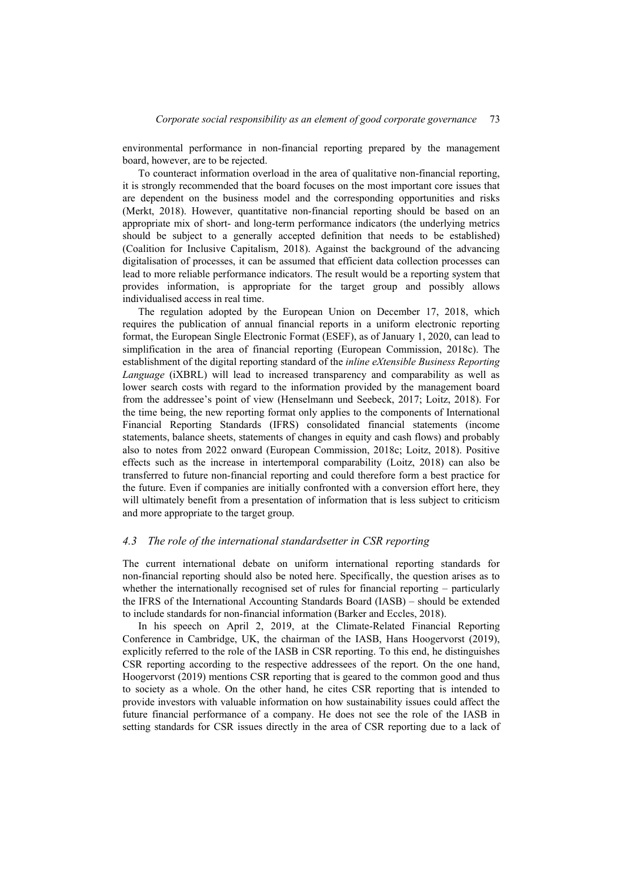environmental performance in non-financial reporting prepared by the management board, however, are to be rejected.

To counteract information overload in the area of qualitative non-financial reporting, it is strongly recommended that the board focuses on the most important core issues that are dependent on the business model and the corresponding opportunities and risks (Merkt, 2018). However, quantitative non-financial reporting should be based on an appropriate mix of short- and long-term performance indicators (the underlying metrics should be subject to a generally accepted definition that needs to be established) (Coalition for Inclusive Capitalism, 2018). Against the background of the advancing digitalisation of processes, it can be assumed that efficient data collection processes can lead to more reliable performance indicators. The result would be a reporting system that provides information, is appropriate for the target group and possibly allows individualised access in real time.

The regulation adopted by the European Union on December 17, 2018, which requires the publication of annual financial reports in a uniform electronic reporting format, the European Single Electronic Format (ESEF), as of January 1, 2020, can lead to simplification in the area of financial reporting (European Commission, 2018c). The establishment of the digital reporting standard of the *inline eXtensible Business Reporting Language* (iXBRL) will lead to increased transparency and comparability as well as lower search costs with regard to the information provided by the management board from the addressee's point of view (Henselmann und Seebeck, 2017; Loitz, 2018). For the time being, the new reporting format only applies to the components of International Financial Reporting Standards (IFRS) consolidated financial statements (income statements, balance sheets, statements of changes in equity and cash flows) and probably also to notes from 2022 onward (European Commission, 2018c; Loitz, 2018). Positive effects such as the increase in intertemporal comparability (Loitz, 2018) can also be transferred to future non-financial reporting and could therefore form a best practice for the future. Even if companies are initially confronted with a conversion effort here, they will ultimately benefit from a presentation of information that is less subject to criticism and more appropriate to the target group.

### *4.3 The role of the international standardsetter in CSR reporting*

The current international debate on uniform international reporting standards for non-financial reporting should also be noted here. Specifically, the question arises as to whether the internationally recognised set of rules for financial reporting – particularly the IFRS of the International Accounting Standards Board (IASB) – should be extended to include standards for non-financial information (Barker and Eccles, 2018).

In his speech on April 2, 2019, at the Climate-Related Financial Reporting Conference in Cambridge, UK, the chairman of the IASB, Hans Hoogervorst (2019), explicitly referred to the role of the IASB in CSR reporting. To this end, he distinguishes CSR reporting according to the respective addressees of the report. On the one hand, Hoogervorst (2019) mentions CSR reporting that is geared to the common good and thus to society as a whole. On the other hand, he cites CSR reporting that is intended to provide investors with valuable information on how sustainability issues could affect the future financial performance of a company. He does not see the role of the IASB in setting standards for CSR issues directly in the area of CSR reporting due to a lack of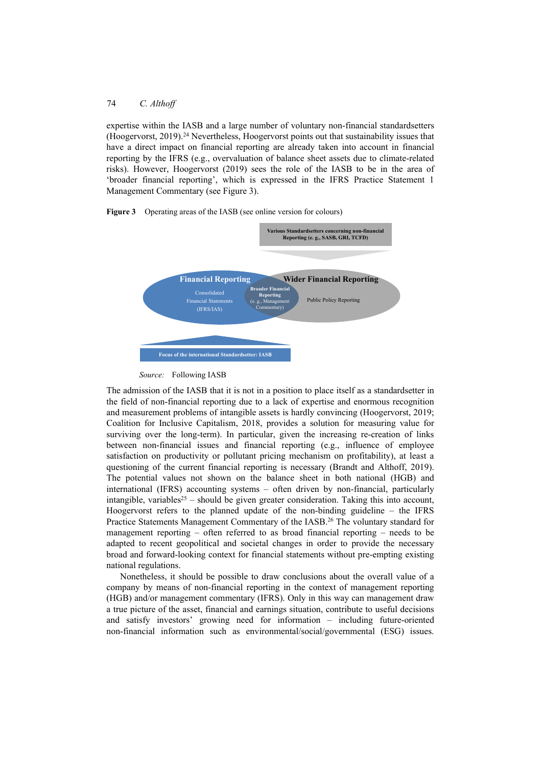expertise within the IASB and a large number of voluntary non-financial standardsetters (Hoogervorst, 2019).[24] Nevertheless, Hoogervorst points out that sustainability issues that have a direct impact on financial reporting are already taken into account in financial reporting by the IFRS (e.g., overvaluation of balance sheet assets due to climate-related risks). However, Hoogervorst (2019) sees the role of the IASB to be in the area of 'broader financial reporting', which is expressed in the IFRS Practice Statement 1 Management Commentary (see Figure 3).

**Figure 3** Operating areas of the IASB (see online version for colours)

Various Standardsetters concerning non-financial Reporting (e. g., SASB, GRI, TCFD)

Financial Reporting

Consolidated Financial Statements (IFRS/IAS)

Broader Financial Reporting (e. g., Management Commentary)

Wider Financial Reporting

Public Policy Reporting

Focus of the international Standardsetter: IASB

*Source:* Following IASB

The admission of the IASB that it is not in a position to place itself as a standardsetter in the field of non-financial reporting due to a lack of expertise and enormous recognition and measurement problems of intangible assets is hardly convincing (Hoogervorst, 2019; Coalition for Inclusive Capitalism, 2018, provides a solution for measuring value for surviving over the long-term). In particular, given the increasing re-creation of links between non-financial issues and financial reporting (e.g., influence of employee satisfaction on productivity or pollutant pricing mechanism on profitability), at least a questioning of the current financial reporting is necessary (Brandt and Althoff, 2019). The potential values not shown on the balance sheet in both national (HGB) and international (IFRS) accounting systems – often driven by non-financial, particularly intangible, variables[25] – should be given greater consideration. Taking this into account, Hoogervorst refers to the planned update of the non-binding guideline – the IFRS Practice Statements Management Commentary of the IASB.[26] The voluntary standard for management reporting – often referred to as broad financial reporting – needs to be adapted to recent geopolitical and societal changes in order to provide the necessary broad and forward-looking context for financial statements without pre-empting existing national regulations.

Nonetheless, it should be possible to draw conclusions about the overall value of a company by means of non-financial reporting in the context of management reporting (HGB) and/or management commentary (IFRS). Only in this way can management draw a true picture of the asset, financial and earnings situation, contribute to useful decisions and satisfy investors' growing need for information – including future-oriented non-financial information such as environmental/social/governmental (ESG) issues.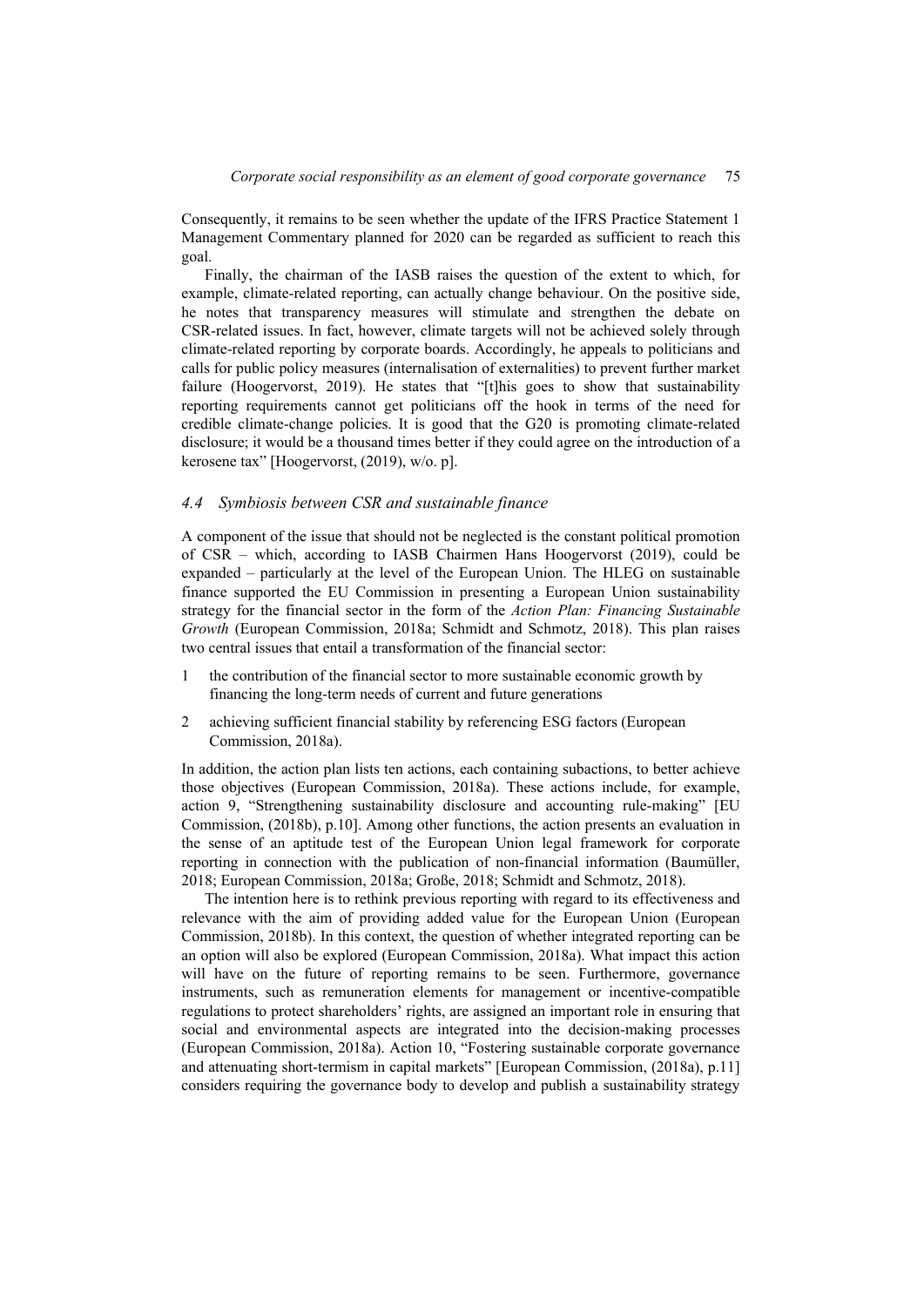Consequently, it remains to be seen whether the update of the IFRS Practice Statement 1 Management Commentary planned for 2020 can be regarded as sufficient to reach this goal.

Finally, the chairman of the IASB raises the question of the extent to which, for example, climate-related reporting, can actually change behaviour. On the positive side, he notes that transparency measures will stimulate and strengthen the debate on CSR-related issues. In fact, however, climate targets will not be achieved solely through climate-related reporting by corporate boards. Accordingly, he appeals to politicians and calls for public policy measures (internalisation of externalities) to prevent further market failure (Hoogervorst, 2019). He states that "[t]his goes to show that sustainability reporting requirements cannot get politicians off the hook in terms of the need for credible climate-change policies. It is good that the G20 is promoting climate-related disclosure; it would be a thousand times better if they could agree on the introduction of a kerosene tax" [Hoogervorst, (2019), w/o. p].

### *4.4 Symbiosis between CSR and sustainable finance*

A component of the issue that should not be neglected is the constant political promotion of CSR – which, according to IASB Chairmen Hans Hoogervorst (2019), could be expanded – particularly at the level of the European Union. The HLEG on sustainable finance supported the EU Commission in presenting a European Union sustainability strategy for the financial sector in the form of the *Action Plan: Financing Sustainable Growth* (European Commission, 2018a; Schmidt and Schmotz, 2018). This plan raises two central issues that entail a transformation of the financial sector:

1. the contribution of the financial sector to more sustainable economic growth by financing the long-term needs of current and future generations
2. achieving sufficient financial stability by referencing ESG factors (European Commission, 2018a).

In addition, the action plan lists ten actions, each containing subactions, to better achieve those objectives (European Commission, 2018a). These actions include, for example, action 9, "Strengthening sustainability disclosure and accounting rule-making" [EU Commission, (2018b), p.10]. Among other functions, the action presents an evaluation in the sense of an aptitude test of the European Union legal framework for corporate reporting in connection with the publication of non-financial information (Baumüller, 2018; European Commission, 2018a; Große, 2018; Schmidt and Schmotz, 2018).

The intention here is to rethink previous reporting with regard to its effectiveness and relevance with the aim of providing added value for the European Union (European Commission, 2018b). In this context, the question of whether integrated reporting can be an option will also be explored (European Commission, 2018a). What impact this action will have on the future of reporting remains to be seen. Furthermore, governance instruments, such as remuneration elements for management or incentive-compatible regulations to protect shareholders' rights, are assigned an important role in ensuring that social and environmental aspects are integrated into the decision-making processes (European Commission, 2018a). Action 10, "Fostering sustainable corporate governance and attenuating short-termism in capital markets" [European Commission, (2018a), p.11] considers requiring the governance body to develop and publish a sustainability strategy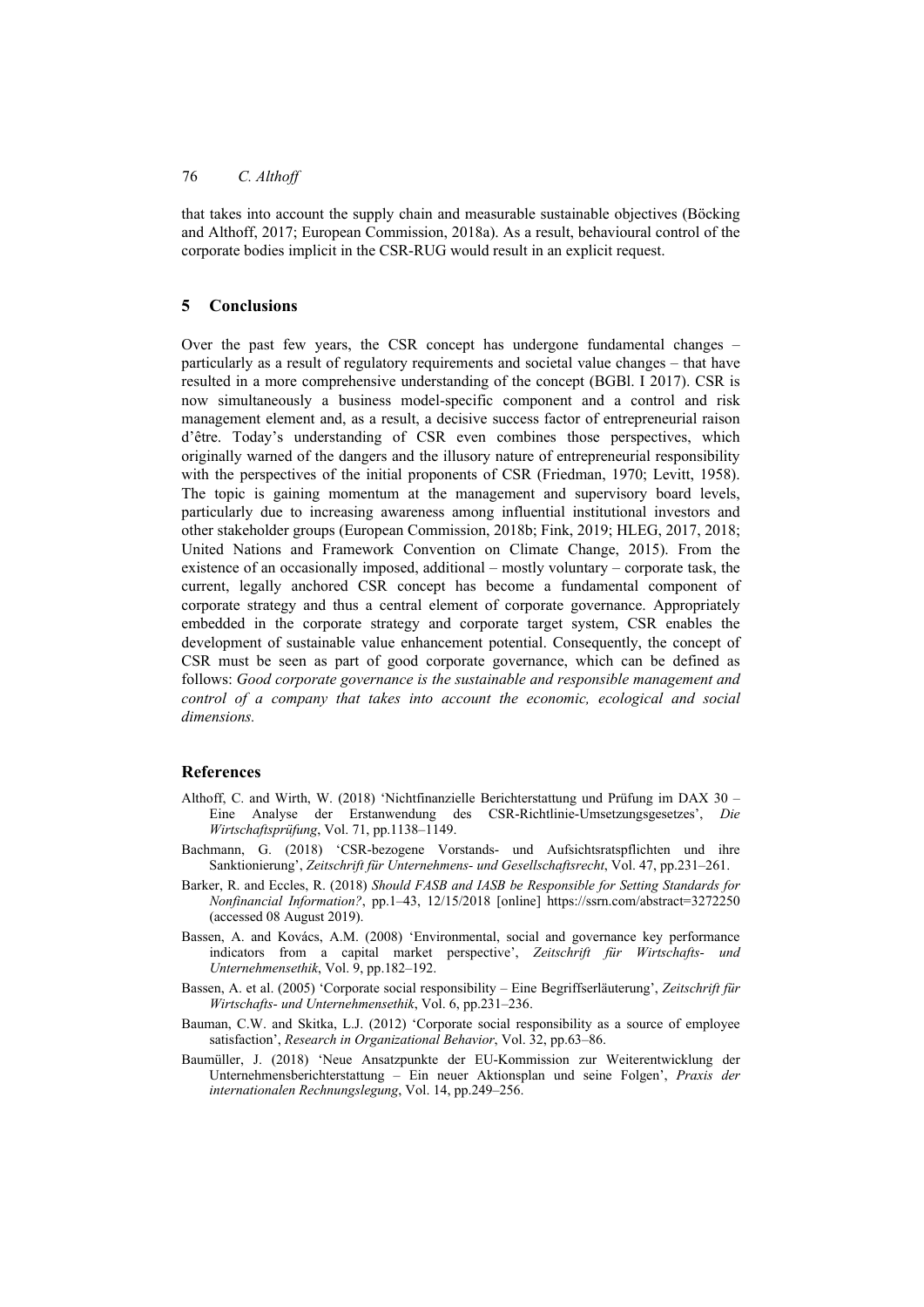that takes into account the supply chain and measurable sustainable objectives (Böcking and Althoff, 2017; European Commission, 2018a). As a result, behavioural control of the corporate bodies implicit in the CSR-RUG would result in an explicit request.

## 5 Conclusions

Over the past few years, the CSR concept has undergone fundamental changes – particularly as a result of regulatory requirements and societal value changes – that have resulted in a more comprehensive understanding of the concept (BGBl. I 2017). CSR is now simultaneously a business model-specific component and a control and risk management element and, as a result, a decisive success factor of entrepreneurial raison d'être. Today's understanding of CSR even combines those perspectives, which originally warned of the dangers and the illusory nature of entrepreneurial responsibility with the perspectives of the initial proponents of CSR (Friedman, 1970; Levitt, 1958). The topic is gaining momentum at the management and supervisory board levels, particularly due to increasing awareness among influential institutional investors and other stakeholder groups (European Commission, 2018b; Fink, 2019; HLEG, 2017, 2018; United Nations and Framework Convention on Climate Change, 2015). From the existence of an occasionally imposed, additional – mostly voluntary – corporate task, the current, legally anchored CSR concept has become a fundamental component of corporate strategy and thus a central element of corporate governance. Appropriately embedded in the corporate strategy and corporate target system, CSR enables the development of sustainable value enhancement potential. Consequently, the concept of CSR must be seen as part of good corporate governance, which can be defined as follows: *Good corporate governance is the sustainable and responsible management and control of a company that takes into account the economic, ecological and social dimensions.*

## References

Althoff, C. and Wirth, W. (2018) 'Nichtfinanzielle Berichterstattung und Prüfung im DAX 30 – Eine Analyse der Erstanwendung des CSR-Richtlinie-Umsetzungsgesetzes', *Die Wirtschaftsprüfung*, Vol. 71, pp.1138–1149.

Bachmann, G. (2018) 'CSR-bezogene Vorstands- und Aufsichtsratspflichten und ihre Sanktionierung', *Zeitschrift für Unternehmens- und Gesellschaftsrecht*, Vol. 47, pp.231–261.

Barker, R. and Eccles, R. (2018) *Should FASB and IASB be Responsible for Setting Standards for Nonfinancial Information?*, pp.1–43, 12/15/2018 [online] https://ssrn.com/abstract=3272250 (accessed 08 August 2019).

Bassen, A. and Kovács, A.M. (2008) 'Environmental, social and governance key performance indicators from a capital market perspective', *Zeitschrift für Wirtschafts- und Unternehmensethik*, Vol. 9, pp.182–192.

Bassen, A. et al. (2005) 'Corporate social responsibility – Eine Begriffserläuterung', *Zeitschrift für Wirtschafts- und Unternehmensethik*, Vol. 6, pp.231–236.

Bauman, C.W. and Skitka, L.J. (2012) 'Corporate social responsibility as a source of employee satisfaction', *Research in Organizational Behavior*, Vol. 32, pp.63–86.

Baumüller, J. (2018) 'Neue Ansatzpunkte der EU-Kommission zur Weiterentwicklung der Unternehmensberichterstattung – Ein neuer Aktionsplan und seine Folgen', *Praxis der internationalen Rechnungslegung*, Vol. 14, pp.249–256.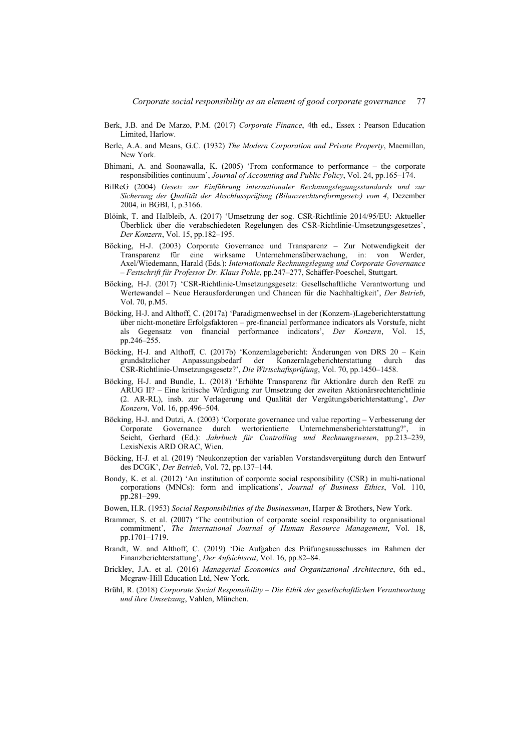Berk, J.B. and De Marzo, P.M. (2017) *Corporate Finance*, 4th ed., Essex : Pearson Education Limited, Harlow.

Berle, A.A. and Means, G.C. (1932) *The Modern Corporation and Private Property*, Macmillan, New York.

Bhimani, A. and Soonawalla, K. (2005) 'From conformance to performance – the corporate responsibilities continuum', *Journal of Accounting and Public Policy*, Vol. 24, pp.165–174.

BilReG (2004) *Gesetz zur Einführung internationaler Rechnungslegungsstandards und zur Sicherung der Qualität der Abschlussprüfung (Bilanzrechtsreformgesetz) vom 4*, Dezember 2004, in BGBl, I, p.3166.

Blöink, T. and Halbleib, A. (2017) 'Umsetzung der sog. CSR-Richtlinie 2014/95/EU: Aktueller Überblick über die verabschiedeten Regelungen des CSR-Richtlinie-Umsetzungsgesetzes', *Der Konzern*, Vol. 15, pp.182–195.

Böcking, H-J. (2003) Corporate Governance und Transparenz – Zur Notwendigkeit der Transparenz für eine wirksame Unternehmensüberwachung, in: von Werder, Axel/Wiedemann, Harald (Eds.): *Internationale Rechnungslegung und Corporate Governance – Festschrift für Professor Dr. Klaus Pohle*, pp.247–277, Schäffer-Poeschel, Stuttgart.

Böcking, H-J. (2017) 'CSR-Richtlinie-Umsetzungsgesetz: Gesellschaftliche Verantwortung und Wertewandel – Neue Herausforderungen und Chancen für die Nachhaltigkeit', *Der Betrieb*, Vol. 70, p.M5.

Böcking, H-J. and Althoff, C. (2017a) 'Paradigmenwechsel in der (Konzern-)Lageberichterstattung über nicht-monetäre Erfolgsfaktoren – pre-financial performance indicators als Vorstufe, nicht als Gegensatz von financial performance indicators', *Der Konzern*, Vol. 15, pp.246–255.

Böcking, H-J. and Althoff, C. (2017b) 'Konzernlagebericht: Änderungen von DRS 20 – Kein grundsätzlicher Anpassungsbedarf der Konzernlageberichterstattung durch das CSR-Richtlinie-Umsetzungsgesetz?', *Die Wirtschaftsprüfung*, Vol. 70, pp.1450–1458.

Böcking, H-J. and Bundle, L. (2018) 'Erhöhte Transparenz für Aktionäre durch den RefE zu ARUG II? – Eine kritische Würdigung zur Umsetzung der zweiten Aktionärsrechterichtlinie (2. AR-RL), insb. zur Verlagerung und Qualität der Vergütungsberichterstattung', *Der Konzern*, Vol. 16, pp.496–504.

Böcking, H-J. and Dutzi, A. (2003) 'Corporate governance und value reporting – Verbesserung der Corporate Governance durch wertorientierte Unternehmensberichterstattung?', in Seicht, Gerhard (Ed.): *Jahrbuch für Controlling und Rechnungswesen*, pp.213–239, LexisNexis ARD ORAC, Wien.

Böcking, H-J. et al. (2019) 'Neukonzeption der variablen Vorstandsvergütung durch den Entwurf des DCGK', *Der Betrieb*, Vol. 72, pp.137–144.

Bondy, K. et al. (2012) 'An institution of corporate social responsibility (CSR) in multi-national corporations (MNCs): form and implications', *Journal of Business Ethics*, Vol. 110, pp.281–299.

Bowen, H.R. (1953) *Social Responsibilities of the Businessman*, Harper & Brothers, New York.

Brammer, S. et al. (2007) 'The contribution of corporate social responsibility to organisational commitment', *The International Journal of Human Resource Management*, Vol. 18, pp.1701–1719.

Brandt, W. and Althoff, C. (2019) 'Die Aufgaben des Prüfungsausschusses im Rahmen der Finanzberichterstattung', *Der Aufsichtsrat*, Vol. 16, pp.82–84.

Brickley, J.A. et al. (2016) *Managerial Economics and Organizational Architecture*, 6th ed., Mcgraw-Hill Education Ltd, New York.

Brühl, R. (2018) *Corporate Social Responsibility – Die Ethik der gesellschaftlichen Verantwortung und ihre Umsetzung*, Vahlen, München.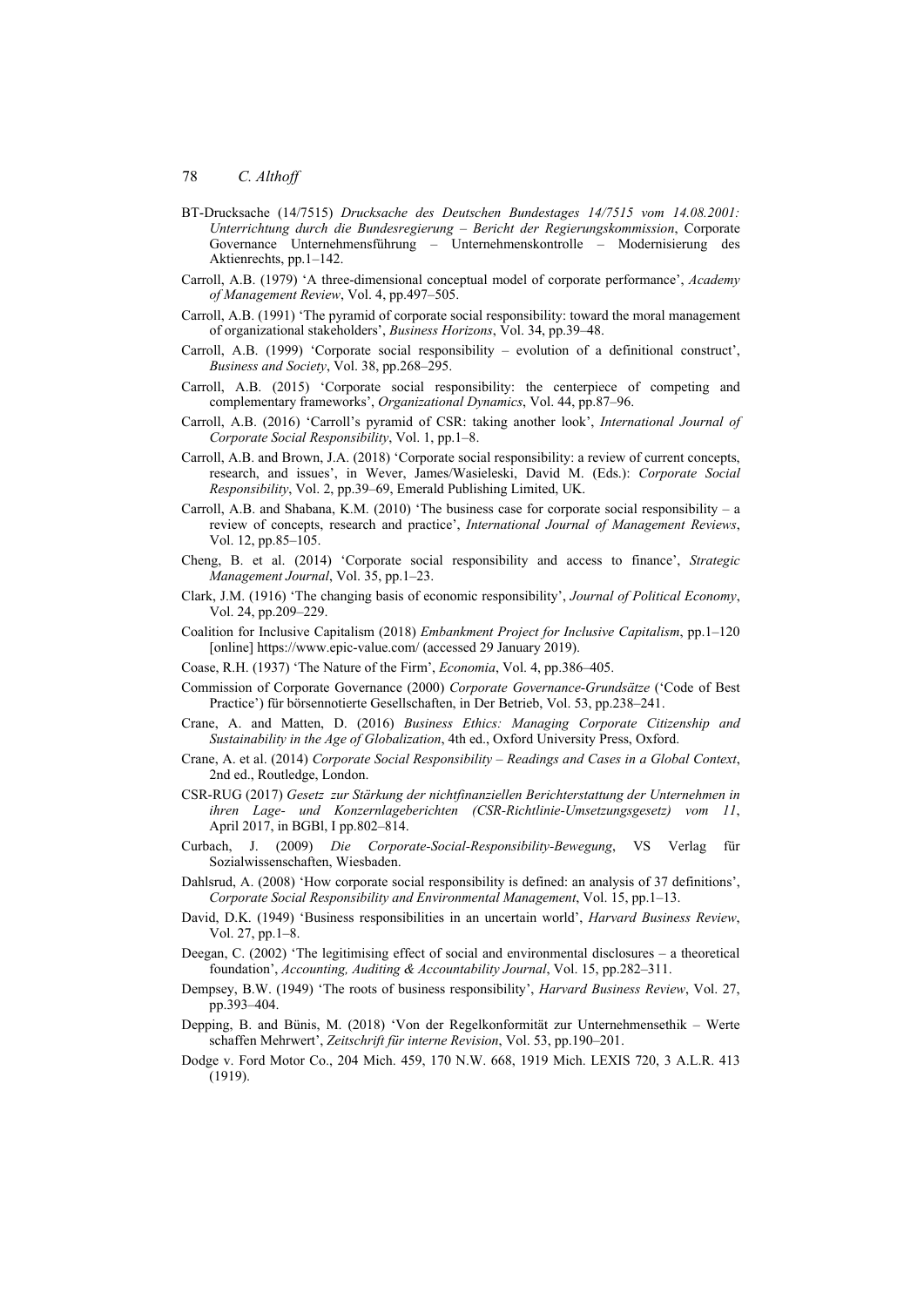BT-Drucksache (14/7515) *Drucksache des Deutschen Bundestages 14/7515 vom 14.08.2001: Unterrichtung durch die Bundesregierung – Bericht der Regierungskommission*, Corporate Governance Unternehmensführung – Unternehmenskontrolle – Modernisierung des Aktienrechts, pp.1–142.

Carroll, A.B. (1979) 'A three-dimensional conceptual model of corporate performance', *Academy of Management Review*, Vol. 4, pp.497–505.

Carroll, A.B. (1991) 'The pyramid of corporate social responsibility: toward the moral management of organizational stakeholders', *Business Horizons*, Vol. 34, pp.39–48.

Carroll, A.B. (1999) 'Corporate social responsibility – evolution of a definitional construct', *Business and Society*, Vol. 38, pp.268–295.

Carroll, A.B. (2015) 'Corporate social responsibility: the centerpiece of competing and complementary frameworks', *Organizational Dynamics*, Vol. 44, pp.87–96.

Carroll, A.B. (2016) 'Carroll's pyramid of CSR: taking another look', *International Journal of Corporate Social Responsibility*, Vol. 1, pp.1–8.

Carroll, A.B. and Brown, J.A. (2018) 'Corporate social responsibility: a review of current concepts, research, and issues', in Wever, James/Wasieleski, David M. (Eds.): *Corporate Social Responsibility*, Vol. 2, pp.39–69, Emerald Publishing Limited, UK.

Carroll, A.B. and Shabana, K.M. (2010) 'The business case for corporate social responsibility – a review of concepts, research and practice', *International Journal of Management Reviews*, Vol. 12, pp.85–105.

Cheng, B. et al. (2014) 'Corporate social responsibility and access to finance', *Strategic Management Journal*, Vol. 35, pp.1–23.

Clark, J.M. (1916) 'The changing basis of economic responsibility', *Journal of Political Economy*, Vol. 24, pp.209–229.

Coalition for Inclusive Capitalism (2018) *Embankment Project for Inclusive Capitalism*, pp.1–120 [online] https://www.epic-value.com/ (accessed 29 January 2019).

Coase, R.H. (1937) 'The Nature of the Firm', *Economia*, Vol. 4, pp.386–405.

Commission of Corporate Governance (2000) *Corporate Governance-Grundsätze* ('Code of Best Practice') für börsennotierte Gesellschaften, in Der Betrieb, Vol. 53, pp.238–241.

Crane, A. and Matten, D. (2016) *Business Ethics: Managing Corporate Citizenship and Sustainability in the Age of Globalization*, 4th ed., Oxford University Press, Oxford.

Crane, A. et al. (2014) *Corporate Social Responsibility – Readings and Cases in a Global Context*, 2nd ed., Routledge, London.

CSR-RUG (2017) *Gesetz zur Stärkung der nichtfinanziellen Berichterstattung der Unternehmen in ihren Lage- und Konzernlageberichten (CSR-Richtlinie-Umsetzungsgesetz) vom 11*, April 2017, in BGBl, I pp.802–814.

Curbach, J. (2009) *Die Corporate-Social-Responsibility-Bewegung*, VS Verlag für Sozialwissenschaften, Wiesbaden.

Dahlsrud, A. (2008) 'How corporate social responsibility is defined: an analysis of 37 definitions', *Corporate Social Responsibility and Environmental Management*, Vol. 15, pp.1–13.

David, D.K. (1949) 'Business responsibilities in an uncertain world', *Harvard Business Review*, Vol. 27, pp.1–8.

Deegan, C. (2002) 'The legitimising effect of social and environmental disclosures – a theoretical foundation', *Accounting, Auditing & Accountability Journal*, Vol. 15, pp.282–311.

Dempsey, B.W. (1949) 'The roots of business responsibility', *Harvard Business Review*, Vol. 27, pp.393–404.

Depping, B. and Bünis, M. (2018) 'Von der Regelkonformität zur Unternehmensethik – Werte schaffen Mehrwert', *Zeitschrift für interne Revision*, Vol. 53, pp.190–201.

Dodge v. Ford Motor Co., 204 Mich. 459, 170 N.W. 668, 1919 Mich. LEXIS 720, 3 A.L.R. 413 (1919).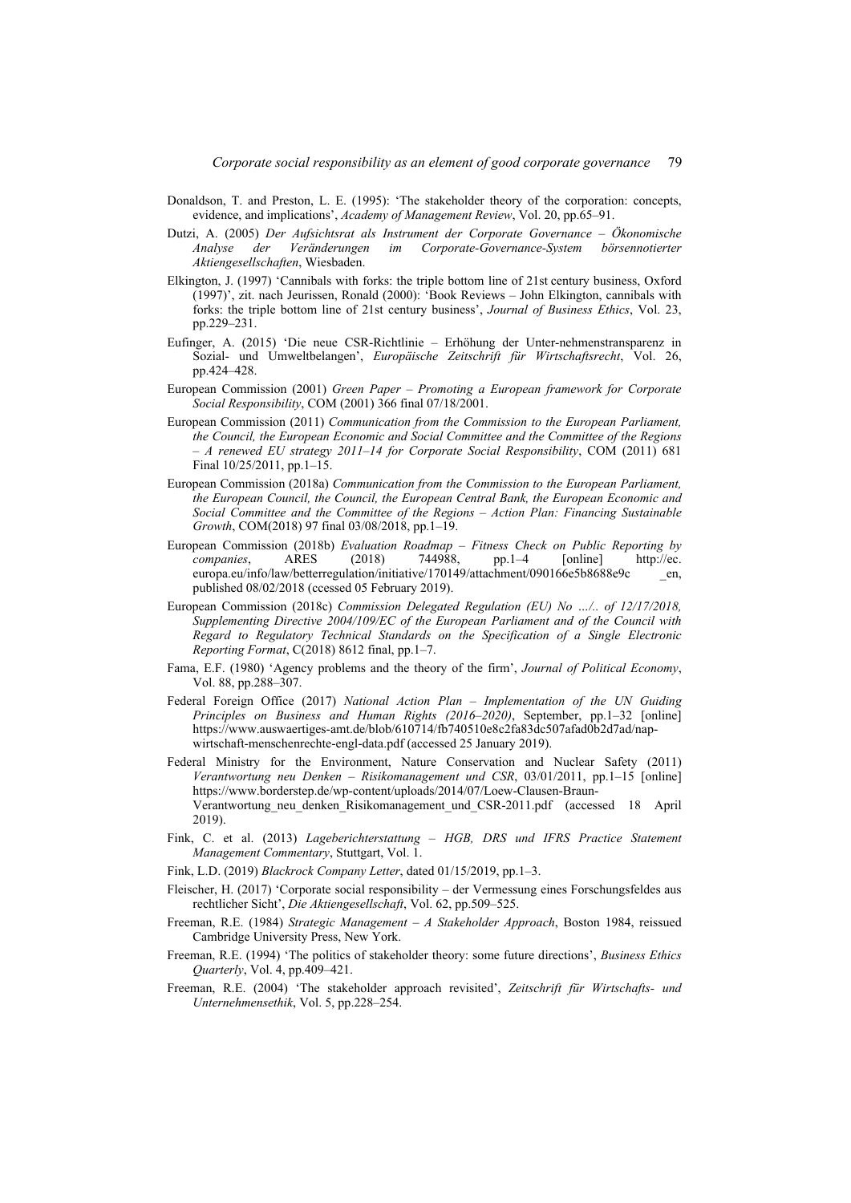Donaldson, T. and Preston, L. E. (1995): 'The stakeholder theory of the corporation: concepts, evidence, and implications', *Academy of Management Review*, Vol. 20, pp.65–91.

Dutzi, A. (2005) *Der Aufsichtsrat als Instrument der Corporate Governance – Ökonomische Analyse der Veränderungen im Corporate-Governance-System börsennotierter Aktiengesellschaften*, Wiesbaden.

Elkington, J. (1997) 'Cannibals with forks: the triple bottom line of 21st century business, Oxford (1997)', zit. nach Jeurissen, Ronald (2000): 'Book Reviews – John Elkington, cannibals with forks: the triple bottom line of 21st century business', *Journal of Business Ethics*, Vol. 23, pp.229–231.

Eufinger, A. (2015) 'Die neue CSR-Richtlinie – Erhöhung der Unter-nehmenstransparenz in Sozial- und Umweltbelangen', *Europäische Zeitschrift für Wirtschaftsrecht*, Vol. 26, pp.424–428.

European Commission (2001) *Green Paper – Promoting a European framework for Corporate Social Responsibility*, COM (2001) 366 final 07/18/2001.

European Commission (2011) *Communication from the Commission to the European Parliament, the Council, the European Economic and Social Committee and the Committee of the Regions – A renewed EU strategy 2011–14 for Corporate Social Responsibility*, COM (2011) 681 Final 10/25/2011, pp.1–15.

European Commission (2018a) *Communication from the Commission to the European Parliament, the European Council, the Council, the European Central Bank, the European Economic and Social Committee and the Committee of the Regions – Action Plan: Financing Sustainable Growth*, COM(2018) 97 final 03/08/2018, pp.1–19.

European Commission (2018b) *Evaluation Roadmap – Fitness Check on Public Reporting by companies*, ARES (2018) 744988, pp.1–4 [online] http://ec.europa.eu/info/law/betterregulation/initiative/170149/attachment/090166e5b8688e9c _en, published 08/02/2018 (ccessed 05 February 2019).

European Commission (2018c) *Commission Delegated Regulation (EU) No …/.. of 12/17/2018, Supplementing Directive 2004/109/EC of the European Parliament and of the Council with Regard to Regulatory Technical Standards on the Specification of a Single Electronic Reporting Format*, C(2018) 8612 final, pp.1–7.

Fama, E.F. (1980) 'Agency problems and the theory of the firm', *Journal of Political Economy*, Vol. 88, pp.288–307.

Federal Foreign Office (2017) *National Action Plan – Implementation of the UN Guiding Principles on Business and Human Rights (2016–2020)*, September, pp.1–32 [online] https://www.auswaertiges-amt.de/blob/610714/fb740510e8c2fa83dc507afad0b2d7ad/nap-wirtschaft-menschenrechte-engl-data.pdf (accessed 25 January 2019).

Federal Ministry for the Environment, Nature Conservation and Nuclear Safety (2011) *Verantwortung neu Denken – Risikomanagement und CSR*, 03/01/2011, pp.1–15 [online] https://www.borderstep.de/wp-content/uploads/2014/07/Loew-Clausen-Braun-Verantwortung_neu_denken_Risikomanagement_und_CSR-2011.pdf (accessed 18 April 2019).

Fink, C. et al. (2013) *Lageberichterstattung – HGB, DRS und IFRS Practice Statement Management Commentary*, Stuttgart, Vol. 1.

Fink, L.D. (2019) *Blackrock Company Letter*, dated 01/15/2019, pp.1–3.

Fleischer, H. (2017) 'Corporate social responsibility – der Vermessung eines Forschungsfeldes aus rechtlicher Sicht', *Die Aktiengesellschaft*, Vol. 62, pp.509–525.

Freeman, R.E. (1984) *Strategic Management – A Stakeholder Approach*, Boston 1984, reissued Cambridge University Press, New York.

Freeman, R.E. (1994) 'The politics of stakeholder theory: some future directions', *Business Ethics Quarterly*, Vol. 4, pp.409–421.

Freeman, R.E. (2004) 'The stakeholder approach revisited', *Zeitschrift für Wirtschafts- und Unternehmensethik*, Vol. 5, pp.228–254.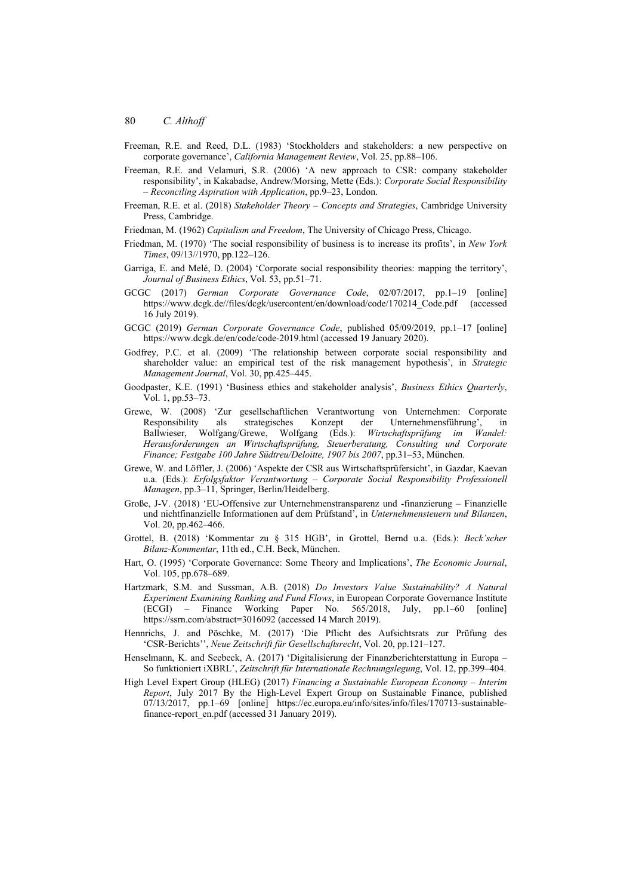Freeman, R.E. and Reed, D.L. (1983) 'Stockholders and stakeholders: a new perspective on corporate governance', *California Management Review*, Vol. 25, pp.88–106.

Freeman, R.E. and Velamuri, S.R. (2006) 'A new approach to CSR: company stakeholder responsibility', in Kakabadse, Andrew/Morsing, Mette (Eds.): *Corporate Social Responsibility – Reconciling Aspiration with Application*, pp.9–23, London.

Freeman, R.E. et al. (2018) *Stakeholder Theory – Concepts and Strategies*, Cambridge University Press, Cambridge.

Friedman, M. (1962) *Capitalism and Freedom*, The University of Chicago Press, Chicago.

Friedman, M. (1970) 'The social responsibility of business is to increase its profits', in *New York Times*, 09/13//1970, pp.122–126.

Garriga, E. and Melé, D. (2004) 'Corporate social responsibility theories: mapping the territory', *Journal of Business Ethics*, Vol. 53, pp.51–71.

GCGC (2017) *German Corporate Governance Code*, 02/07/2017, pp.1–19 [online] https://www.dcgk.de//files/dcgk/usercontent/en/download/code/170214_Code.pdf (accessed 16 July 2019).

GCGC (2019) *German Corporate Governance Code*, published 05/09/2019, pp.1–17 [online] https://www.dcgk.de/en/code/code-2019.html (accessed 19 January 2020).

Godfrey, P.C. et al. (2009) 'The relationship between corporate social responsibility and shareholder value: an empirical test of the risk management hypothesis', in *Strategic Management Journal*, Vol. 30, pp.425–445.

Goodpaster, K.E. (1991) 'Business ethics and stakeholder analysis', *Business Ethics Quarterly*, Vol. 1, pp.53–73.

Grewe, W. (2008) 'Zur gesellschaftlichen Verantwortung von Unternehmen: Corporate Responsibility als strategisches Konzept der Unternehmensführung', in Ballwieser, Wolfgang/Grewe, Wolfgang (Eds.): *Wirtschaftsprüfung im Wandel: Herausforderungen an Wirtschaftsprüfung, Steuerberatung, Consulting und Corporate Finance; Festgabe 100 Jahre Südtreu/Deloitte, 1907 bis 2007*, pp.31–53, München.

Grewe, W. and Löffler, J. (2006) 'Aspekte der CSR aus Wirtschaftsprüfersicht', in Gazdar, Kaevan u.a. (Eds.): *Erfolgsfaktor Verantwortung – Corporate Social Responsibility Professionell Managen*, pp.3–11, Springer, Berlin/Heidelberg.

Große, J-V. (2018) 'EU-Offensive zur Unternehmenstransparenz und -finanzierung – Finanzielle und nichtfinanzielle Informationen auf dem Prüfstand', in *Unternehmensteuern und Bilanzen*, Vol. 20, pp.462–466.

Grottel, B. (2018) 'Kommentar zu § 315 HGB', in Grottel, Bernd u.a. (Eds.): *Beck'scher Bilanz-Kommentar*, 11th ed., C.H. Beck, München.

Hart, O. (1995) 'Corporate Governance: Some Theory and Implications', *The Economic Journal*, Vol. 105, pp.678–689.

Hartzmark, S.M. and Sussman, A.B. (2018) *Do Investors Value Sustainability? A Natural Experiment Examining Ranking and Fund Flows*, in European Corporate Governance Institute (ECGI) – Finance Working Paper No. 565/2018, July, pp.1–60 [online] https://ssrn.com/abstract=3016092 (accessed 14 March 2019).

Hennrichs, J. and Pöschke, M. (2017) 'Die Pflicht des Aufsichtsrats zur Prüfung des 'CSR-Berichts'', *Neue Zeitschrift für Gesellschaftsrecht*, Vol. 20, pp.121–127.

Henselmann, K. and Seebeck, A. (2017) 'Digitalisierung der Finanzberichterstattung in Europa – So funktioniert iXBRL', *Zeitschrift für Internationale Rechnungslegung*, Vol. 12, pp.399–404.

High Level Expert Group (HLEG) (2017) *Financing a Sustainable European Economy – Interim Report*, July 2017 By the High-Level Expert Group on Sustainable Finance, published 07/13/2017, pp.1–69 [online] https://ec.europa.eu/info/sites/info/files/170713-sustainable-finance-report_en.pdf (accessed 31 January 2019).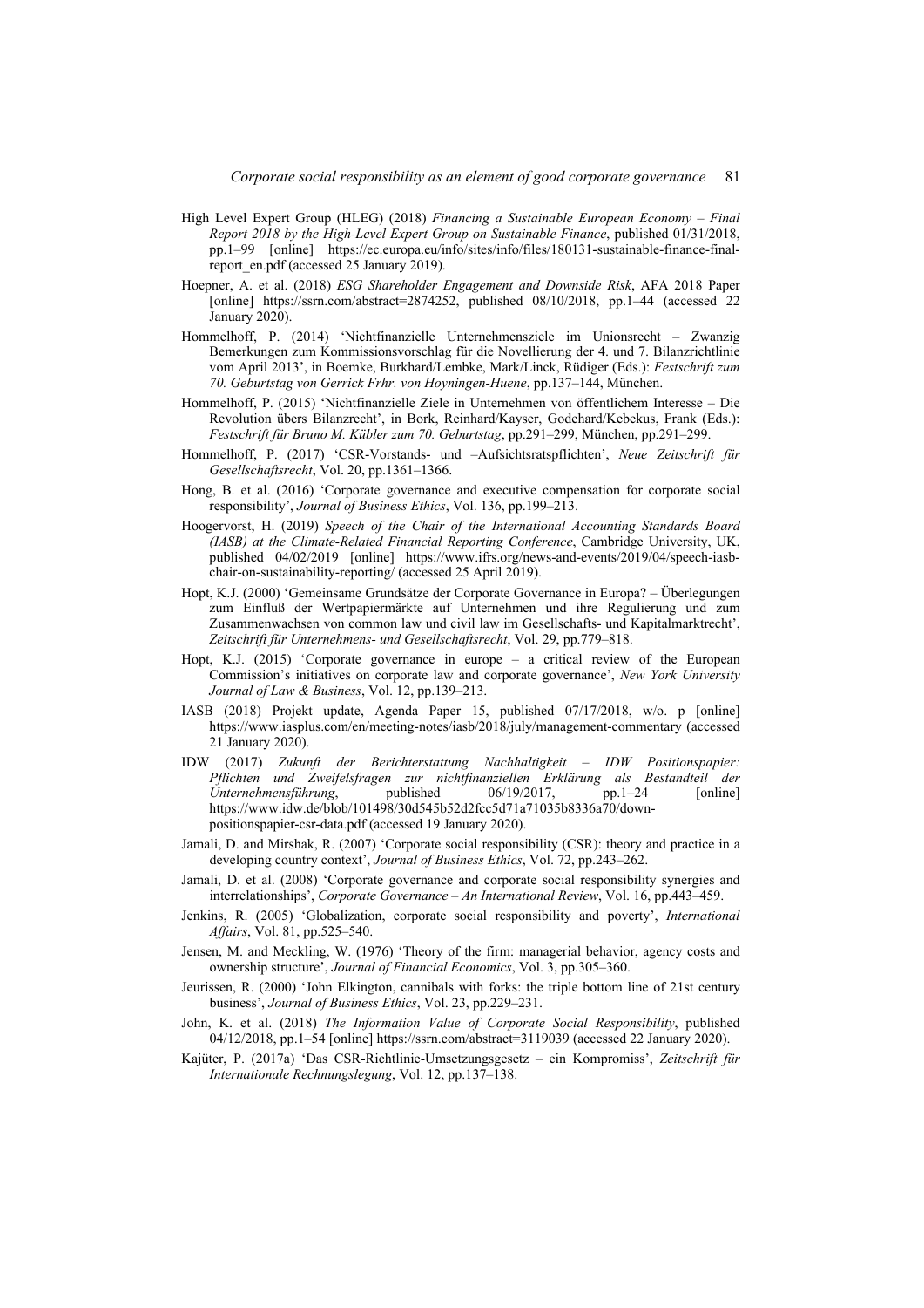High Level Expert Group (HLEG) (2018) *Financing a Sustainable European Economy – Final Report 2018 by the High-Level Expert Group on Sustainable Finance*, published 01/31/2018, pp.1–99 [online] https://ec.europa.eu/info/sites/info/files/180131-sustainable-finance-final-report_en.pdf (accessed 25 January 2019).

Hoepner, A. et al. (2018) *ESG Shareholder Engagement and Downside Risk*, AFA 2018 Paper [online] https://ssrn.com/abstract=2874252, published 08/10/2018, pp.1–44 (accessed 22 January 2020).

Hommelhoff, P. (2014) 'Nichtfinanzielle Unternehmensziele im Unionsrecht – Zwanzig Bemerkungen zum Kommissionsvorschlag für die Novellierung der 4. und 7. Bilanzrichtlinie vom April 2013', in Boemke, Burkhard/Lembke, Mark/Linck, Rüdiger (Eds.): *Festschrift zum 70. Geburtstag von Gerrick Frhr. von Hoyningen-Huene*, pp.137–144, München.

Hommelhoff, P. (2015) 'Nichtfinanzielle Ziele in Unternehmen von öffentlichem Interesse – Die Revolution übers Bilanzrecht', in Bork, Reinhard/Kayser, Godehard/Kebekus, Frank (Eds.): *Festschrift für Bruno M. Kübler zum 70. Geburtstag*, pp.291–299, München, pp.291–299.

Hommelhoff, P. (2017) 'CSR-Vorstands- und –Aufsichtsratspflichten', *Neue Zeitschrift für Gesellschaftsrecht*, Vol. 20, pp.1361–1366.

Hong, B. et al. (2016) 'Corporate governance and executive compensation for corporate social responsibility', *Journal of Business Ethics*, Vol. 136, pp.199–213.

Hoogervorst, H. (2019) *Speech of the Chair of the International Accounting Standards Board (IASB) at the Climate-Related Financial Reporting Conference*, Cambridge University, UK, published 04/02/2019 [online] https://www.ifrs.org/news-and-events/2019/04/speech-iasb-chair-on-sustainability-reporting/ (accessed 25 April 2019).

Hopt, K.J. (2000) 'Gemeinsame Grundsätze der Corporate Governance in Europa? – Überlegungen zum Einfluß der Wertpapiermärkte auf Unternehmen und ihre Regulierung und zum Zusammenwachsen von common law und civil law im Gesellschafts- und Kapitalmarktrecht', *Zeitschrift für Unternehmens- und Gesellschaftsrecht*, Vol. 29, pp.779–818.

Hopt, K.J. (2015) 'Corporate governance in europe – a critical review of the European Commission's initiatives on corporate law and corporate governance', *New York University Journal of Law & Business*, Vol. 12, pp.139–213.

IASB (2018) Projekt update, Agenda Paper 15, published 07/17/2018, w/o. p [online] https://www.iasplus.com/en/meeting-notes/iasb/2018/july/management-commentary (accessed 21 January 2020).

IDW (2017) *Zukunft der Berichterstattung Nachhaltigkeit – IDW Positionspapier: Pflichten und Zweifelsfragen zur nichtfinanziellen Erklärung als Bestandteil der Unternehmensführung*, published 06/19/2017, pp.1–24 [online] https://www.idw.de/blob/101498/30d545b52d2fcc5d71a71035b8336a70/down-positionspapier-csr-data.pdf (accessed 19 January 2020).

Jamali, D. and Mirshak, R. (2007) 'Corporate social responsibility (CSR): theory and practice in a developing country context', *Journal of Business Ethics*, Vol. 72, pp.243–262.

Jamali, D. et al. (2008) 'Corporate governance and corporate social responsibility synergies and interrelationships', *Corporate Governance – An International Review*, Vol. 16, pp.443–459.

Jenkins, R. (2005) 'Globalization, corporate social responsibility and poverty', *International Affairs*, Vol. 81, pp.525–540.

Jensen, M. and Meckling, W. (1976) 'Theory of the firm: managerial behavior, agency costs and ownership structure', *Journal of Financial Economics*, Vol. 3, pp.305–360.

Jeurissen, R. (2000) 'John Elkington, cannibals with forks: the triple bottom line of 21st century business', *Journal of Business Ethics*, Vol. 23, pp.229–231.

John, K. et al. (2018) *The Information Value of Corporate Social Responsibility*, published 04/12/2018, pp.1–54 [online] https://ssrn.com/abstract=3119039 (accessed 22 January 2020).

Kajüter, P. (2017a) 'Das CSR-Richtlinie-Umsetzungsgesetz – ein Kompromiss', *Zeitschrift für Internationale Rechnungslegung*, Vol. 12, pp.137–138.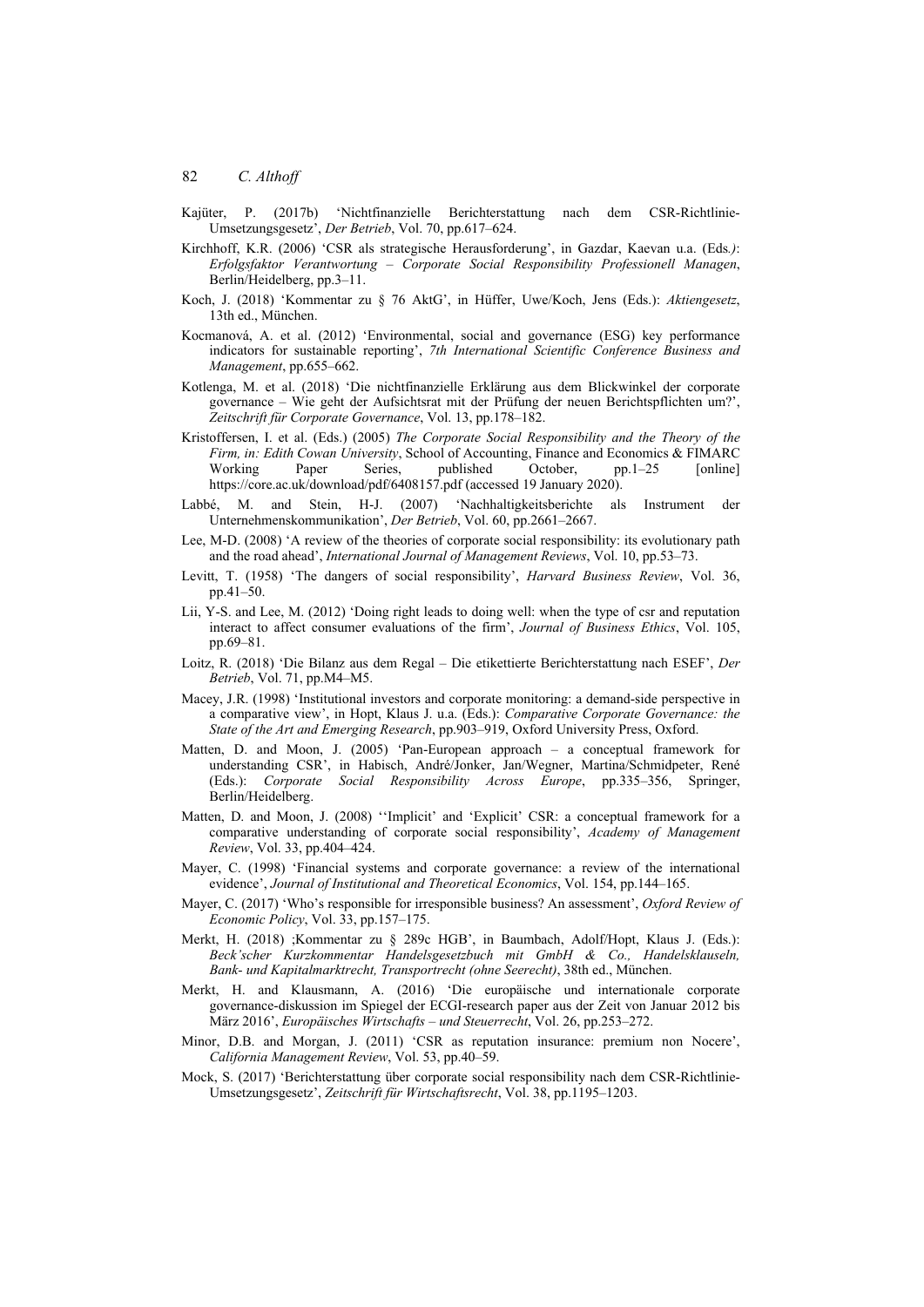Kajüter, P. (2017b) 'Nichtfinanzielle Berichterstattung nach dem CSR-Richtlinie-Umsetzungsgesetz', *Der Betrieb*, Vol. 70, pp.617–624.

Kirchhoff, K.R. (2006) 'CSR als strategische Herausforderung', in Gazdar, Kaevan u.a. (Eds.): *Erfolgsfaktor Verantwortung – Corporate Social Responsibility Professionell Managen*, Berlin/Heidelberg, pp.3–11.

Koch, J. (2018) 'Kommentar zu § 76 AktG', in Hüffer, Uwe/Koch, Jens (Eds.): *Aktiengesetz*, 13th ed., München.

Kocmanová, A. et al. (2012) 'Environmental, social and governance (ESG) key performance indicators for sustainable reporting', *7th International Scientific Conference Business and Management*, pp.655–662.

Kotlenga, M. et al. (2018) 'Die nichtfinanzielle Erklärung aus dem Blickwinkel der corporate governance – Wie geht der Aufsichtsrat mit der Prüfung der neuen Berichtspflichten um?', *Zeitschrift für Corporate Governance*, Vol. 13, pp.178–182.

Kristoffersen, I. et al. (Eds.) (2005) *The Corporate Social Responsibility and the Theory of the Firm, in: Edith Cowan University*, School of Accounting, Finance and Economics & FIMARC Working Paper Series, published October, pp.1–25 [online] https://core.ac.uk/download/pdf/6408157.pdf (accessed 19 January 2020).

Labbé, M. and Stein, H-J. (2007) 'Nachhaltigkeitsberichte als Instrument der Unternehmenskommunikation', *Der Betrieb*, Vol. 60, pp.2661–2667.

Lee, M-D. (2008) 'A review of the theories of corporate social responsibility: its evolutionary path and the road ahead', *International Journal of Management Reviews*, Vol. 10, pp.53–73.

Levitt, T. (1958) 'The dangers of social responsibility', *Harvard Business Review*, Vol. 36, pp.41–50.

Lii, Y-S. and Lee, M. (2012) 'Doing right leads to doing well: when the type of csr and reputation interact to affect consumer evaluations of the firm', *Journal of Business Ethics*, Vol. 105, pp.69–81.

Loitz, R. (2018) 'Die Bilanz aus dem Regal – Die etikettierte Berichterstattung nach ESEF', *Der Betrieb*, Vol. 71, pp.M4–M5.

Macey, J.R. (1998) 'Institutional investors and corporate monitoring: a demand-side perspective in a comparative view', in Hopt, Klaus J. u.a. (Eds.): *Comparative Corporate Governance: the State of the Art and Emerging Research*, pp.903–919, Oxford University Press, Oxford.

Matten, D. and Moon, J. (2005) 'Pan-European approach – a conceptual framework for understanding CSR', in Habisch, André/Jonker, Jan/Wegner, Martina/Schmidpeter, René (Eds.): *Corporate Social Responsibility Across Europe*, pp.335–356, Springer, Berlin/Heidelberg.

Matten, D. and Moon, J. (2008) ''Implicit' and 'Explicit' CSR: a conceptual framework for a comparative understanding of corporate social responsibility', *Academy of Management Review*, Vol. 33, pp.404–424.

Mayer, C. (1998) 'Financial systems and corporate governance: a review of the international evidence', *Journal of Institutional and Theoretical Economics*, Vol. 154, pp.144–165.

Mayer, C. (2017) 'Who's responsible for irresponsible business? An assessment', *Oxford Review of Economic Policy*, Vol. 33, pp.157–175.

Merkt, H. (2018) ;Kommentar zu § 289c HGB', in Baumbach, Adolf/Hopt, Klaus J. (Eds.): *Beck'scher Kurzkommentar Handelsgesetzbuch mit GmbH & Co., Handelsklauseln, Bank- und Kapitalmarktrecht, Transportrecht (ohne Seerecht)*, 38th ed., München.

Merkt, H. and Klausmann, A. (2016) 'Die europäische und internationale corporate governance-diskussion im Spiegel der ECGI-research paper aus der Zeit von Januar 2012 bis März 2016', *Europäisches Wirtschafts – und Steuerrecht*, Vol. 26, pp.253–272.

Minor, D.B. and Morgan, J. (2011) 'CSR as reputation insurance: premium non Nocere', *California Management Review*, Vol. 53, pp.40–59.

Mock, S. (2017) 'Berichterstattung über corporate social responsibility nach dem CSR-Richtlinie-Umsetzungsgesetz', *Zeitschrift für Wirtschaftsrecht*, Vol. 38, pp.1195–1203.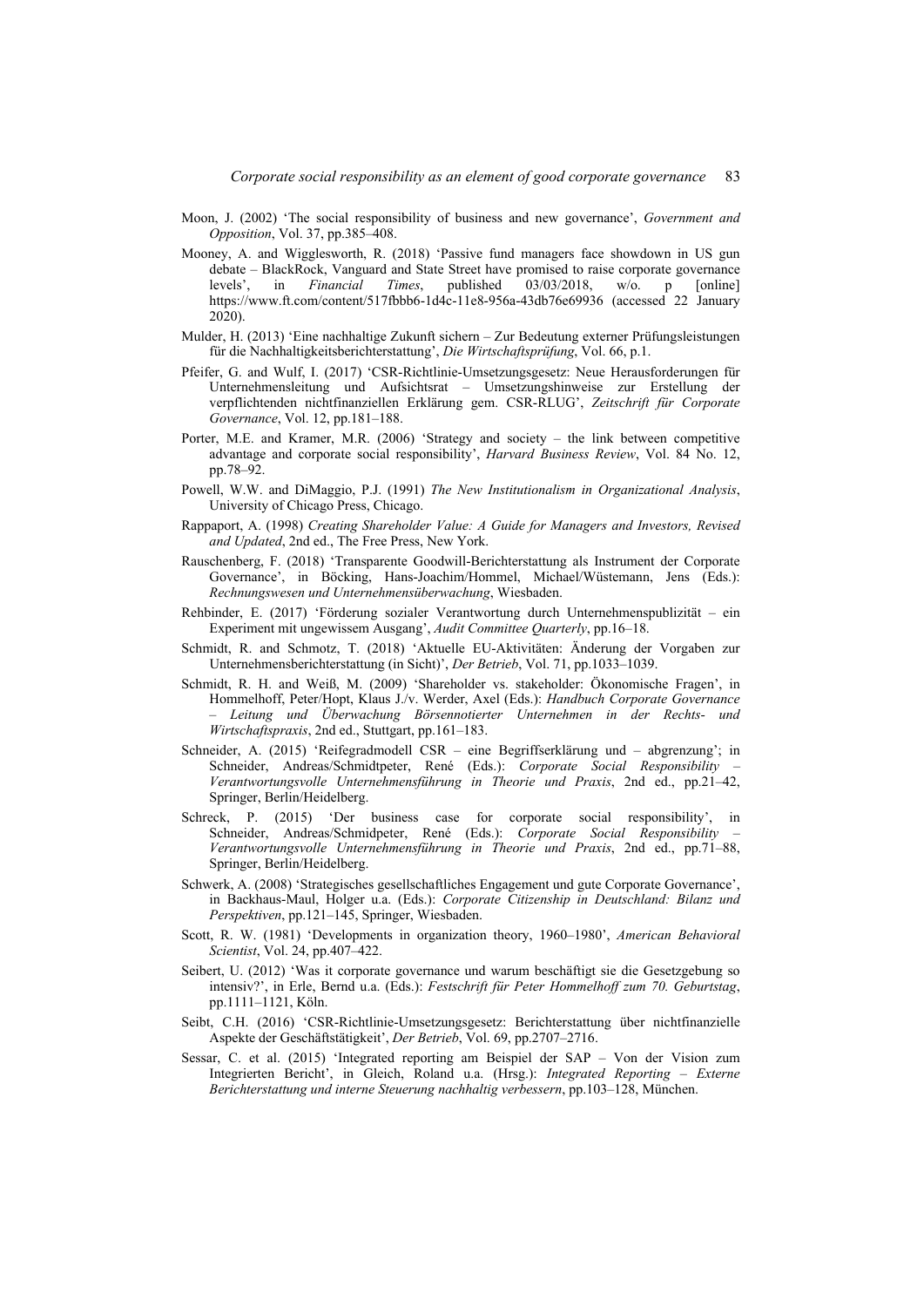Moon, J. (2002) 'The social responsibility of business and new governance', *Government and Opposition*, Vol. 37, pp.385–408.

Mooney, A. and Wigglesworth, R. (2018) 'Passive fund managers face showdown in US gun debate – BlackRock, Vanguard and State Street have promised to raise corporate governance levels', in *Financial Times*, published 03/03/2018, w/o. p [online] https://www.ft.com/content/517fbbb6-1d4c-11e8-956a-43db76e69936 (accessed 22 January 2020).

Mulder, H. (2013) 'Eine nachhaltige Zukunft sichern – Zur Bedeutung externer Prüfungsleistungen für die Nachhaltigkeitsberichterstattung', *Die Wirtschaftsprüfung*, Vol. 66, p.1.

Pfeifer, G. and Wulf, I. (2017) 'CSR-Richtlinie-Umsetzungsgesetz: Neue Herausforderungen für Unternehmensleitung und Aufsichtsrat – Umsetzungshinweise zur Erstellung der verpflichtenden nichtfinanziellen Erklärung gem. CSR-RLUG', *Zeitschrift für Corporate Governance*, Vol. 12, pp.181–188.

Porter, M.E. and Kramer, M.R. (2006) 'Strategy and society – the link between competitive advantage and corporate social responsibility', *Harvard Business Review*, Vol. 84 No. 12, pp.78–92.

Powell, W.W. and DiMaggio, P.J. (1991) *The New Institutionalism in Organizational Analysis*, University of Chicago Press, Chicago.

Rappaport, A. (1998) *Creating Shareholder Value: A Guide for Managers and Investors, Revised and Updated*, 2nd ed., The Free Press, New York.

Rauschenberg, F. (2018) 'Transparente Goodwill-Berichterstattung als Instrument der Corporate Governance', in Böcking, Hans-Joachim/Hommel, Michael/Wüstemann, Jens (Eds.): *Rechnungswesen und Unternehmensüberwachung*, Wiesbaden.

Rehbinder, E. (2017) 'Förderung sozialer Verantwortung durch Unternehmenspublizität – ein Experiment mit ungewissem Ausgang', *Audit Committee Quarterly*, pp.16–18.

Schmidt, R. and Schmotz, T. (2018) 'Aktuelle EU-Aktivitäten: Änderung der Vorgaben zur Unternehmensberichterstattung (in Sicht)', *Der Betrieb*, Vol. 71, pp.1033–1039.

Schmidt, R. H. and Weiß, M. (2009) 'Shareholder vs. stakeholder: Ökonomische Fragen', in Hommelhoff, Peter/Hopt, Klaus J./v. Werder, Axel (Eds.): *Handbuch Corporate Governance – Leitung und Überwachung Börsennotierter Unternehmen in der Rechts- und Wirtschaftspraxis*, 2nd ed., Stuttgart, pp.161–183.

Schneider, A. (2015) 'Reifegradmodell CSR – eine Begriffserklärung und – abgrenzung'; in Schneider, Andreas/Schmidtpeter, René (Eds.): *Corporate Social Responsibility – Verantwortungsvolle Unternehmensführung in Theorie und Praxis*, 2nd ed., pp.21–42, Springer, Berlin/Heidelberg.

Schreck, P. (2015) 'Der business case for corporate social responsibility', in Schneider, Andreas/Schmidpeter, René (Eds.): *Corporate Social Responsibility – Verantwortungsvolle Unternehmensführung in Theorie und Praxis*, 2nd ed., pp.71–88, Springer, Berlin/Heidelberg.

Schwerk, A. (2008) 'Strategisches gesellschaftliches Engagement und gute Corporate Governance', in Backhaus-Maul, Holger u.a. (Eds.): *Corporate Citizenship in Deutschland: Bilanz und Perspektiven*, pp.121–145, Springer, Wiesbaden.

Scott, R. W. (1981) 'Developments in organization theory, 1960–1980', *American Behavioral Scientist*, Vol. 24, pp.407–422.

Seibert, U. (2012) 'Was it corporate governance und warum beschäftigt sie die Gesetzgebung so intensiv?', in Erle, Bernd u.a. (Eds.): *Festschrift für Peter Hommelhoff zum 70. Geburtstag*, pp.1111–1121, Köln.

Seibt, C.H. (2016) 'CSR-Richtlinie-Umsetzungsgesetz: Berichterstattung über nichtfinanzielle Aspekte der Geschäftstätigkeit', *Der Betrieb*, Vol. 69, pp.2707–2716.

Sessar, C. et al. (2015) 'Integrated reporting am Beispiel der SAP – Von der Vision zum Integrierten Bericht', in Gleich, Roland u.a. (Hrsg.): *Integrated Reporting – Externe Berichterstattung und interne Steuerung nachhaltig verbessern*, pp.103–128, München.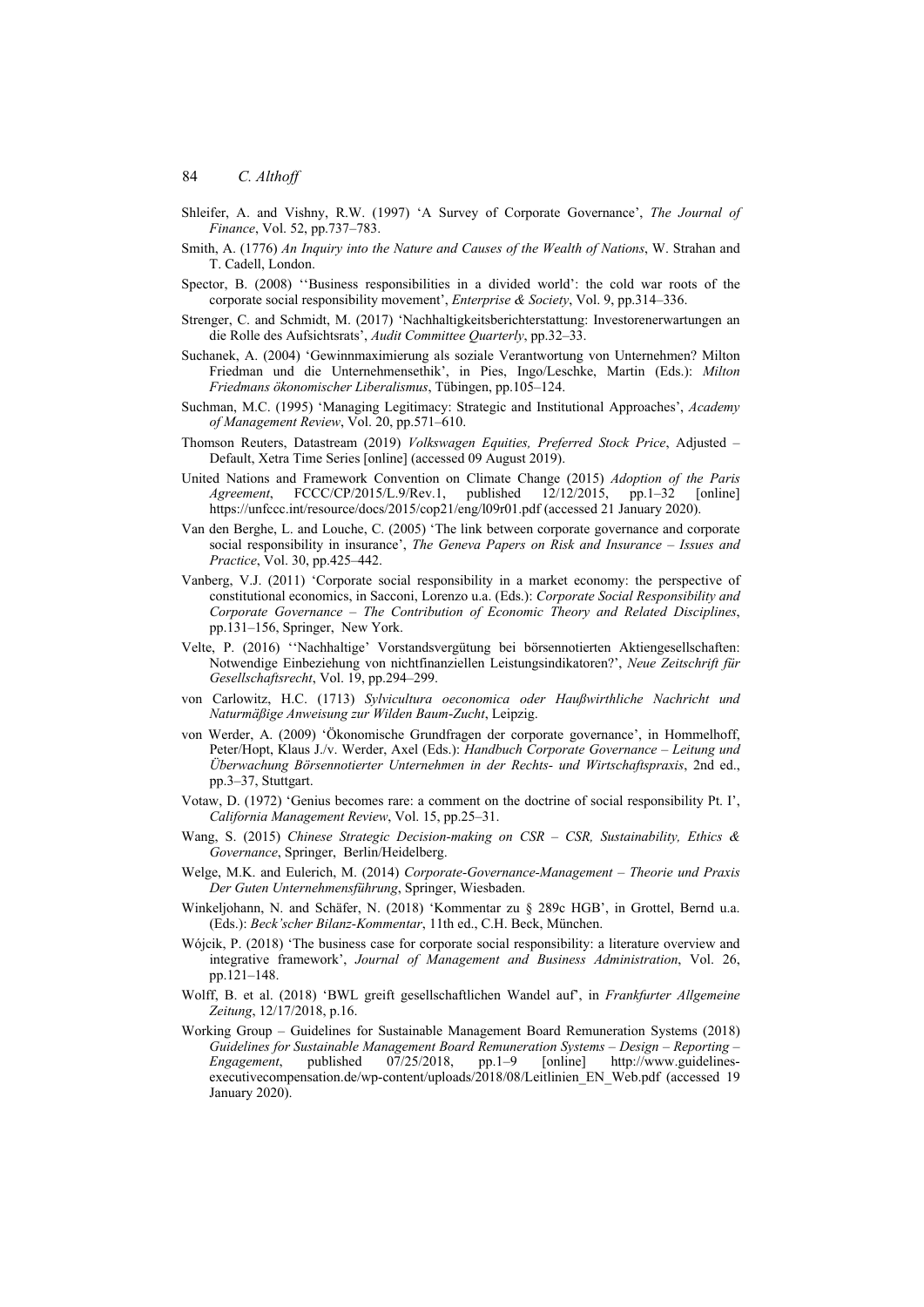Shleifer, A. and Vishny, R.W. (1997) 'A Survey of Corporate Governance', *The Journal of Finance*, Vol. 52, pp.737–783.

Smith, A. (1776) *An Inquiry into the Nature and Causes of the Wealth of Nations*, W. Strahan and T. Cadell, London.

Spector, B. (2008) ''Business responsibilities in a divided world': the cold war roots of the corporate social responsibility movement', *Enterprise & Society*, Vol. 9, pp.314–336.

Strenger, C. and Schmidt, M. (2017) 'Nachhaltigkeitsberichterstattung: Investorenerwartungen an die Rolle des Aufsichtsrats', *Audit Committee Quarterly*, pp.32–33.

Suchanek, A. (2004) 'Gewinnmaximierung als soziale Verantwortung von Unternehmen? Milton Friedman und die Unternehmensethik', in Pies, Ingo/Leschke, Martin (Eds.): *Milton Friedmans ökonomischer Liberalismus*, Tübingen, pp.105–124.

Suchman, M.C. (1995) 'Managing Legitimacy: Strategic and Institutional Approaches', *Academy of Management Review*, Vol. 20, pp.571–610.

Thomson Reuters, Datastream (2019) *Volkswagen Equities, Preferred Stock Price*, Adjusted – Default, Xetra Time Series [online] (accessed 09 August 2019).

United Nations and Framework Convention on Climate Change (2015) *Adoption of the Paris Agreement*, FCCC/CP/2015/L.9/Rev.1, published 12/12/2015, pp.1–32 [online] https://unfccc.int/resource/docs/2015/cop21/eng/l09r01.pdf (accessed 21 January 2020).

Van den Berghe, L. and Louche, C. (2005) 'The link between corporate governance and corporate social responsibility in insurance', *The Geneva Papers on Risk and Insurance – Issues and Practice*, Vol. 30, pp.425–442.

Vanberg, V.J. (2011) 'Corporate social responsibility in a market economy: the perspective of constitutional economics, in Sacconi, Lorenzo u.a. (Eds.): *Corporate Social Responsibility and Corporate Governance – The Contribution of Economic Theory and Related Disciplines*, pp.131–156, Springer, New York.

Velte, P. (2016) ''Nachhaltige' Vorstandsvergütung bei börsennotierten Aktiengesellschaften: Notwendige Einbeziehung von nichtfinanziellen Leistungsindikatoren?', *Neue Zeitschrift für Gesellschaftsrecht*, Vol. 19, pp.294–299.

von Carlowitz, H.C. (1713) *Sylvicultura oeconomica oder Haußwirthliche Nachricht und Naturmäßige Anweisung zur Wilden Baum-Zucht*, Leipzig.

von Werder, A. (2009) 'Ökonomische Grundfragen der corporate governance', in Hommelhoff, Peter/Hopt, Klaus J./v. Werder, Axel (Eds.): *Handbuch Corporate Governance – Leitung und Überwachung Börsennotierter Unternehmen in der Rechts- und Wirtschaftspraxis*, 2nd ed., pp.3–37, Stuttgart.

Votaw, D. (1972) 'Genius becomes rare: a comment on the doctrine of social responsibility Pt. I', *California Management Review*, Vol. 15, pp.25–31.

Wang, S. (2015) *Chinese Strategic Decision-making on CSR – CSR, Sustainability, Ethics & Governance*, Springer, Berlin/Heidelberg.

Welge, M.K. and Eulerich, M. (2014) *Corporate-Governance-Management – Theorie und Praxis Der Guten Unternehmensführung*, Springer, Wiesbaden.

Winkeljohann, N. and Schäfer, N. (2018) 'Kommentar zu § 289c HGB', in Grottel, Bernd u.a. (Eds.): *Beck'scher Bilanz-Kommentar*, 11th ed., C.H. Beck, München.

Wójcik, P. (2018) 'The business case for corporate social responsibility: a literature overview and integrative framework', *Journal of Management and Business Administration*, Vol. 26, pp.121–148.

Wolff, B. et al. (2018) 'BWL greift gesellschaftlichen Wandel auf', in *Frankfurter Allgemeine Zeitung*, 12/17/2018, p.16.

Working Group – Guidelines for Sustainable Management Board Remuneration Systems (2018) *Guidelines for Sustainable Management Board Remuneration Systems – Design – Reporting – Engagement*, published 07/25/2018, pp.1–9 [online] http://www.guidelines-executivecompensation.de/wp-content/uploads/2018/08/Leitlinien_EN_Web.pdf (accessed 19 January 2020).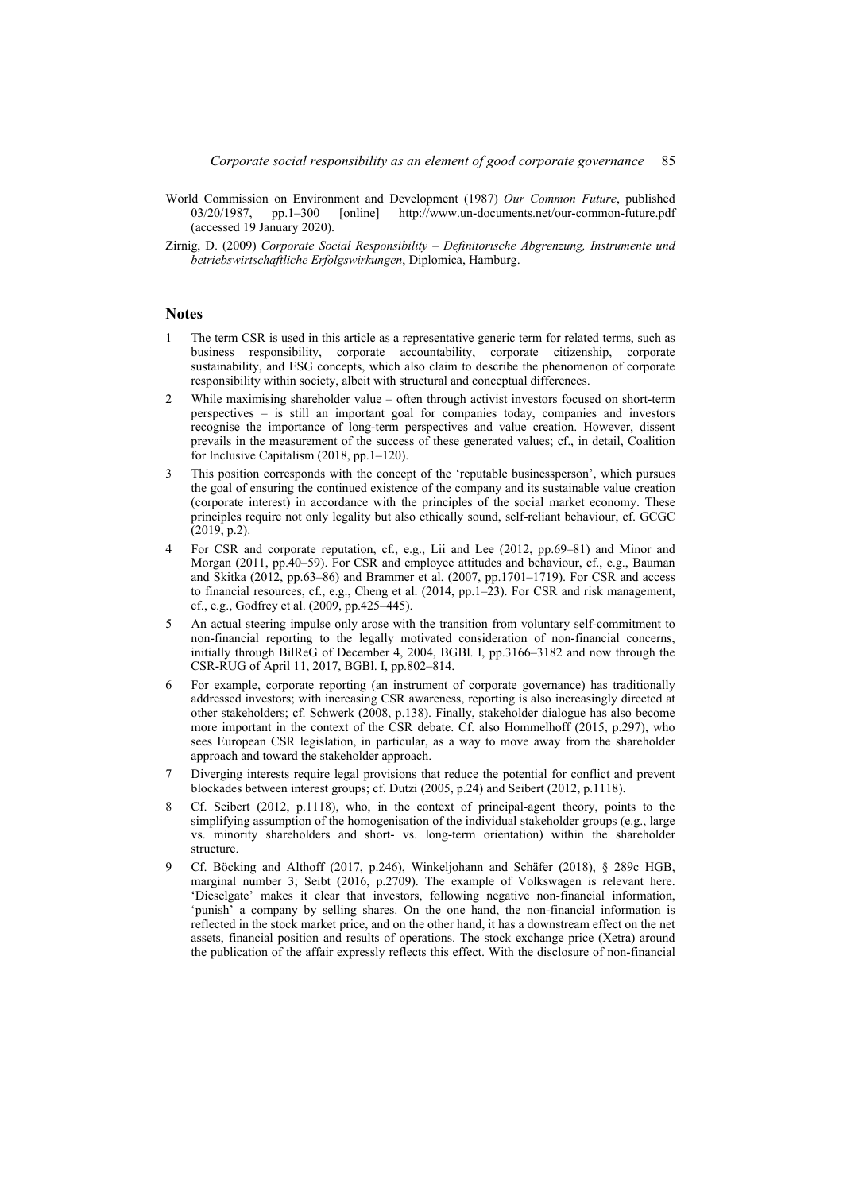World Commission on Environment and Development (1987) *Our Common Future*, published 03/20/1987, pp.1–300 [online] http://www.un-documents.net/our-common-future.pdf (accessed 19 January 2020).

Zirnig, D. (2009) *Corporate Social Responsibility – Definitorische Abgrenzung, Instrumente und betriebswirtschaftliche Erfolgswirkungen*, Diplomica, Hamburg.

## Notes

1. The term CSR is used in this article as a representative generic term for related terms, such as business responsibility, corporate accountability, corporate citizenship, corporate sustainability, and ESG concepts, which also claim to describe the phenomenon of corporate responsibility within society, albeit with structural and conceptual differences.

2. While maximising shareholder value – often through activist investors focused on short-term perspectives – is still an important goal for companies today, companies and investors recognise the importance of long-term perspectives and value creation. However, dissent prevails in the measurement of the success of these generated values; cf., in detail, Coalition for Inclusive Capitalism (2018, pp.1–120).

3. This position corresponds with the concept of the 'reputable businessperson', which pursues the goal of ensuring the continued existence of the company and its sustainable value creation (corporate interest) in accordance with the principles of the social market economy. These principles require not only legality but also ethically sound, self-reliant behaviour, cf. GCGC (2019, p.2).

4. For CSR and corporate reputation, cf., e.g., Lii and Lee (2012, pp.69–81) and Minor and Morgan (2011, pp.40–59). For CSR and employee attitudes and behaviour, cf., e.g., Bauman and Skitka (2012, pp.63–86) and Brammer et al. (2007, pp.1701–1719). For CSR and access to financial resources, cf., e.g., Cheng et al. (2014, pp.1–23). For CSR and risk management, cf., e.g., Godfrey et al. (2009, pp.425–445).

5. An actual steering impulse only arose with the transition from voluntary self-commitment to non-financial reporting to the legally motivated consideration of non-financial concerns, initially through BilReG of December 4, 2004, BGBl. I, pp.3166–3182 and now through the CSR-RUG of April 11, 2017, BGBl. I, pp.802–814.

6. For example, corporate reporting (an instrument of corporate governance) has traditionally addressed investors; with increasing CSR awareness, reporting is also increasingly directed at other stakeholders; cf. Schwerk (2008, p.138). Finally, stakeholder dialogue has also become more important in the context of the CSR debate. Cf. also Hommelhoff (2015, p.297), who sees European CSR legislation, in particular, as a way to move away from the shareholder approach and toward the stakeholder approach.

7. Diverging interests require legal provisions that reduce the potential for conflict and prevent blockades between interest groups; cf. Dutzi (2005, p.24) and Seibert (2012, p.1118).

8. Cf. Seibert (2012, p.1118), who, in the context of principal-agent theory, points to the simplifying assumption of the homogenisation of the individual stakeholder groups (e.g., large vs. minority shareholders and short- vs. long-term orientation) within the shareholder structure.

9. Cf. Böcking and Althoff (2017, p.246), Winkeljohann and Schäfer (2018), § 289c HGB, marginal number 3; Seibt (2016, p.2709). The example of Volkswagen is relevant here. 'Dieselgate' makes it clear that investors, following negative non-financial information, 'punish' a company by selling shares. On the one hand, the non-financial information is reflected in the stock market price, and on the other hand, it has a downstream effect on the net assets, financial position and results of operations. The stock exchange price (Xetra) around the publication of the affair expressly reflects this effect. With the disclosure of non-financial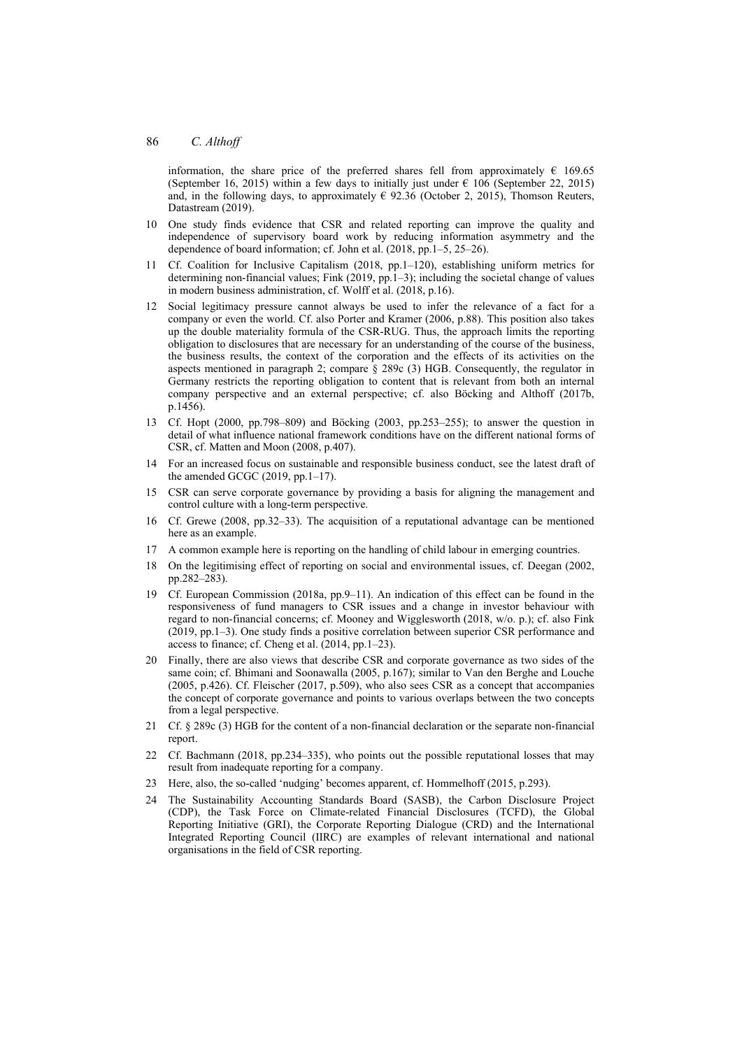information, the share price of the preferred shares fell from approximately € 169.65 (September 16, 2015) within a few days to initially just under € 106 (September 22, 2015) and, in the following days, to approximately € 92.36 (October 2, 2015), Thomson Reuters, Datastream (2019).

10 One study finds evidence that CSR and related reporting can improve the quality and independence of supervisory board work by reducing information asymmetry and the dependence of board information; cf. John et al. (2018, pp.1–5, 25–26).

11 Cf. Coalition for Inclusive Capitalism (2018, pp.1–120), establishing uniform metrics for determining non-financial values; Fink (2019, pp.1–3); including the societal change of values in modern business administration, cf. Wolff et al. (2018, p.16).

12 Social legitimacy pressure cannot always be used to infer the relevance of a fact for a company or even the world. Cf. also Porter and Kramer (2006, p.88). This position also takes up the double materiality formula of the CSR-RUG. Thus, the approach limits the reporting obligation to disclosures that are necessary for an understanding of the course of the business, the business results, the context of the corporation and the effects of its activities on the aspects mentioned in paragraph 2; compare § 289c (3) HGB. Consequently, the regulator in Germany restricts the reporting obligation to content that is relevant from both an internal company perspective and an external perspective; cf. also Böcking and Althoff (2017b, p.1456).

13 Cf. Hopt (2000, pp.798–809) and Böcking (2003, pp.253–255); to answer the question in detail of what influence national framework conditions have on the different national forms of CSR, cf. Matten and Moon (2008, p.407).

14 For an increased focus on sustainable and responsible business conduct, see the latest draft of the amended GCGC (2019, pp.1–17).

15 CSR can serve corporate governance by providing a basis for aligning the management and control culture with a long-term perspective.

16 Cf. Grewe (2008, pp.32–33). The acquisition of a reputational advantage can be mentioned here as an example.

17 A common example here is reporting on the handling of child labour in emerging countries.

18 On the legitimising effect of reporting on social and environmental issues, cf. Deegan (2002, pp.282–283).

19 Cf. European Commission (2018a, pp.9–11). An indication of this effect can be found in the responsiveness of fund managers to CSR issues and a change in investor behaviour with regard to non-financial concerns; cf. Mooney and Wigglesworth (2018, w/o. p.); cf. also Fink (2019, pp.1–3). One study finds a positive correlation between superior CSR performance and access to finance; cf. Cheng et al. (2014, pp.1–23).

20 Finally, there are also views that describe CSR and corporate governance as two sides of the same coin; cf. Bhimani and Soonawalla (2005, p.167); similar to Van den Berghe and Louche (2005, p.426). Cf. Fleischer (2017, p.509), who also sees CSR as a concept that accompanies the concept of corporate governance and points to various overlaps between the two concepts from a legal perspective.

21 Cf. § 289c (3) HGB for the content of a non-financial declaration or the separate non-financial report.

22 Cf. Bachmann (2018, pp.234–335), who points out the possible reputational losses that may result from inadequate reporting for a company.

23 Here, also, the so-called 'nudging' becomes apparent, cf. Hommelhoff (2015, p.293).

24 The Sustainability Accounting Standards Board (SASB), the Carbon Disclosure Project (CDP), the Task Force on Climate-related Financial Disclosures (TCFD), the Global Reporting Initiative (GRI), the Corporate Reporting Dialogue (CRD) and the International Integrated Reporting Council (IIRC) are examples of relevant international and national organisations in the field of CSR reporting.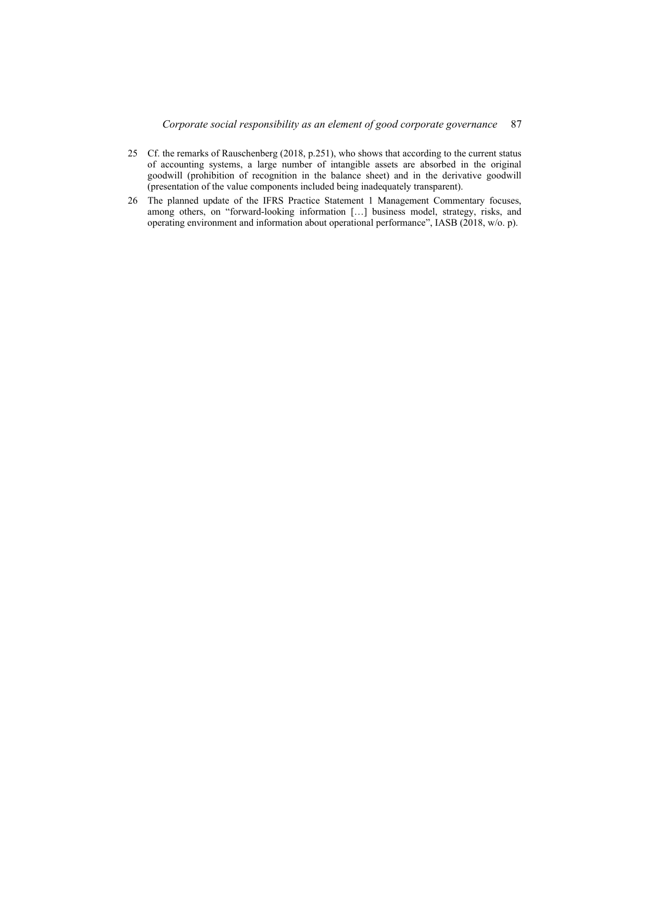25 Cf. the remarks of Rauschenberg (2018, p.251), who shows that according to the current status of accounting systems, a large number of intangible assets are absorbed in the original goodwill (prohibition of recognition in the balance sheet) and in the derivative goodwill (presentation of the value components included being inadequately transparent).

26 The planned update of the IFRS Practice Statement 1 Management Commentary focuses, among others, on "forward-looking information […] business model, strategy, risks, and operating environment and information about operational performance", IASB (2018, w/o. p).